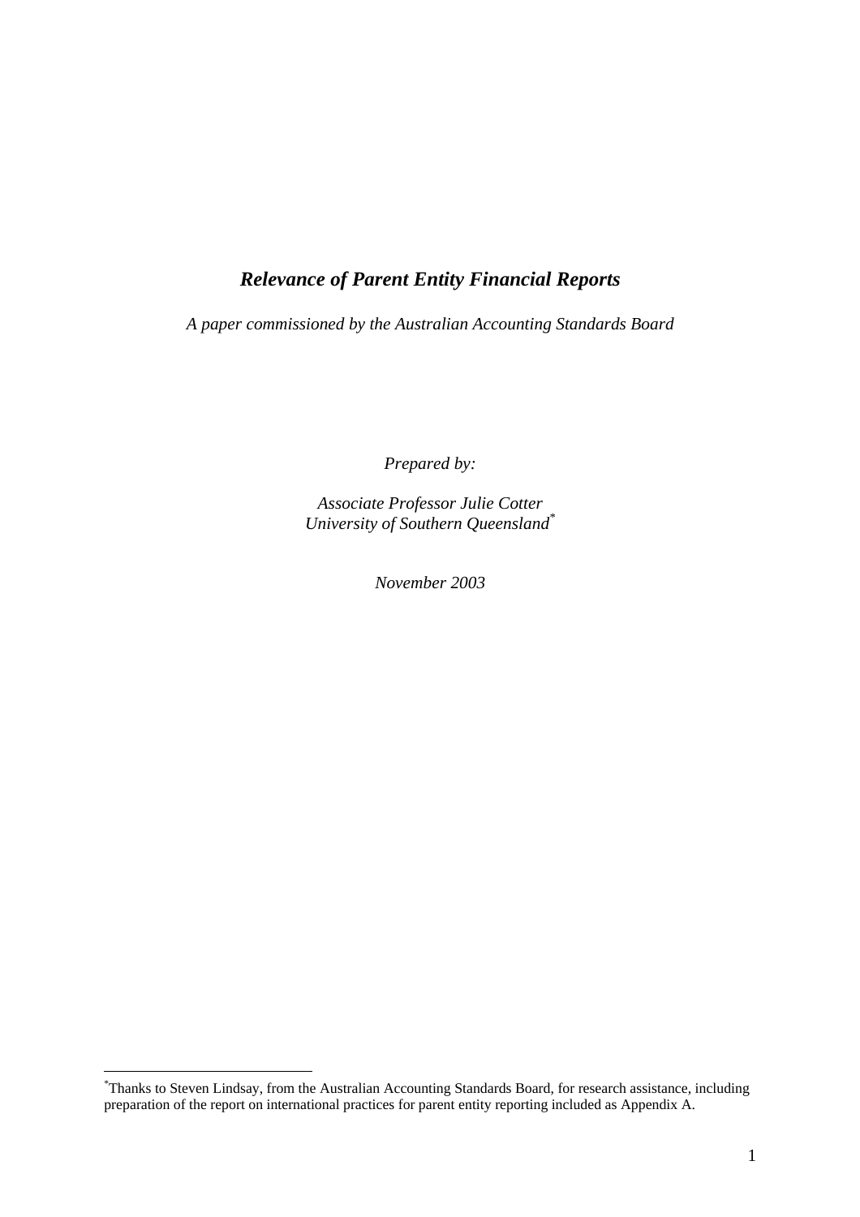# *Relevance of Parent Entity Financial Reports*

*A paper commissioned by the Australian Accounting Standards Board*

*Prepared by:*

*Associate Professor Julie Cotter*
*University of Southern Queensland*[*]

*November 2003*

---

[*]Thanks to Steven Lindsay, from the Australian Accounting Standards Board, for research assistance, including preparation of the report on international practices for parent entity reporting included as Appendix A.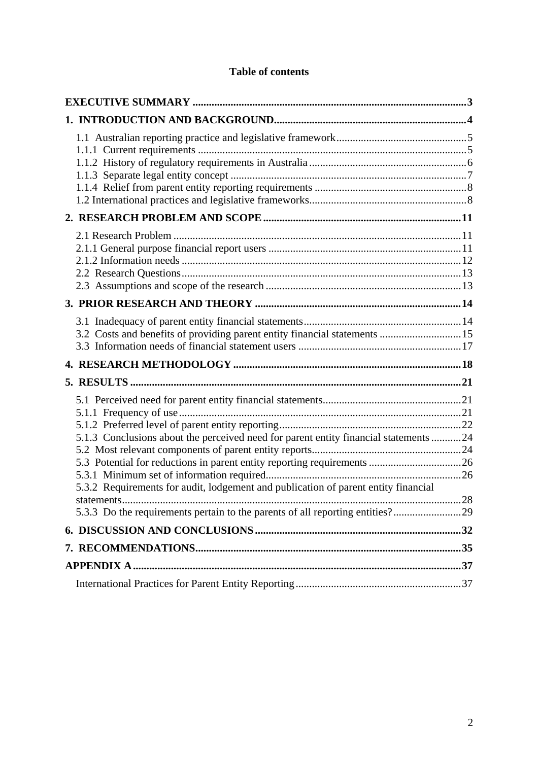# Table of contents

**EXECUTIVE SUMMARY** .......... 3

**1. INTRODUCTION AND BACKGROUND** .......... 4

- 1.1 Australian reporting practice and legislative framework .......... 5
- 1.1.1 Current requirements .......... 5
- 1.1.2 History of regulatory requirements in Australia .......... 6
- 1.1.3 Separate legal entity concept .......... 7
- 1.1.4 Relief from parent entity reporting requirements .......... 8
- 1.2 International practices and legislative frameworks .......... 8

**2. RESEARCH PROBLEM AND SCOPE** .......... 11

- 2.1 Research Problem .......... 11
- 2.1.1 General purpose financial report users .......... 11
- 2.1.2 Information needs .......... 12
- 2.2 Research Questions .......... 13
- 2.3 Assumptions and scope of the research .......... 13

**3. PRIOR RESEARCH AND THEORY** .......... 14

- 3.1 Inadequacy of parent entity financial statements .......... 14
- 3.2 Costs and benefits of providing parent entity financial statements .......... 15
- 3.3 Information needs of financial statement users .......... 17

**4. RESEARCH METHODOLOGY** .......... 18

**5. RESULTS** .......... 21

- 5.1 Perceived need for parent entity financial statements .......... 21
- 5.1.1 Frequency of use .......... 21
- 5.1.2 Preferred level of parent entity reporting .......... 22
- 5.1.3 Conclusions about the perceived need for parent entity financial statements .......... 24
- 5.2 Most relevant components of parent entity reports .......... 24
- 5.3 Potential for reductions in parent entity reporting requirements .......... 26
- 5.3.1 Minimum set of information required .......... 26
- 5.3.2 Requirements for audit, lodgement and publication of parent entity financial statements .......... 28
- 5.3.3 Do the requirements pertain to the parents of all reporting entities? .......... 29

**6. DISCUSSION AND CONCLUSIONS** .......... 32

**7. RECOMMENDATIONS** .......... 35

**APPENDIX A** .......... 37

- International Practices for Parent Entity Reporting .......... 37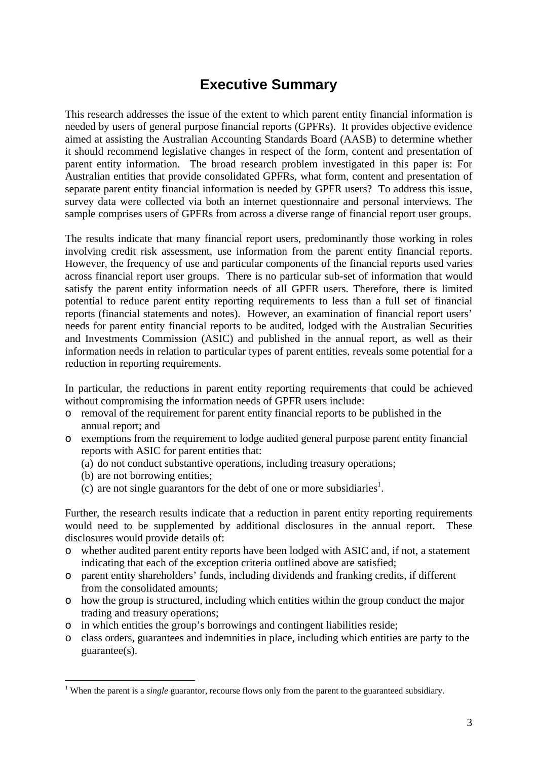# Executive Summary

This research addresses the issue of the extent to which parent entity financial information is needed by users of general purpose financial reports (GPFRs). It provides objective evidence aimed at assisting the Australian Accounting Standards Board (AASB) to determine whether it should recommend legislative changes in respect of the form, content and presentation of parent entity information. The broad research problem investigated in this paper is: For Australian entities that provide consolidated GPFRs, what form, content and presentation of separate parent entity financial information is needed by GPFR users? To address this issue, survey data were collected via both an internet questionnaire and personal interviews. The sample comprises users of GPFRs from across a diverse range of financial report user groups.

The results indicate that many financial report users, predominantly those working in roles involving credit risk assessment, use information from the parent entity financial reports. However, the frequency of use and particular components of the financial reports used varies across financial report user groups. There is no particular sub-set of information that would satisfy the parent entity information needs of all GPFR users. Therefore, there is limited potential to reduce parent entity reporting requirements to less than a full set of financial reports (financial statements and notes). However, an examination of financial report users' needs for parent entity financial reports to be audited, lodged with the Australian Securities and Investments Commission (ASIC) and published in the annual report, as well as their information needs in relation to particular types of parent entities, reveals some potential for a reduction in reporting requirements.

In particular, the reductions in parent entity reporting requirements that could be achieved without compromising the information needs of GPFR users include:

- removal of the requirement for parent entity financial reports to be published in the annual report; and
- exemptions from the requirement to lodge audited general purpose parent entity financial reports with ASIC for parent entities that:
  (a) do not conduct substantive operations, including treasury operations;
  (b) are not borrowing entities;
  (c) are not single guarantors for the debt of one or more subsidiaries[1].

Further, the research results indicate that a reduction in parent entity reporting requirements would need to be supplemented by additional disclosures in the annual report. These disclosures would provide details of:

- whether audited parent entity reports have been lodged with ASIC and, if not, a statement indicating that each of the exception criteria outlined above are satisfied;
- parent entity shareholders' funds, including dividends and franking credits, if different from the consolidated amounts;
- how the group is structured, including which entities within the group conduct the major trading and treasury operations;
- in which entities the group's borrowings and contingent liabilities reside;
- class orders, guarantees and indemnities in place, including which entities are party to the guarantee(s).

[1] When the parent is a *single* guarantor, recourse flows only from the parent to the guaranteed subsidiary.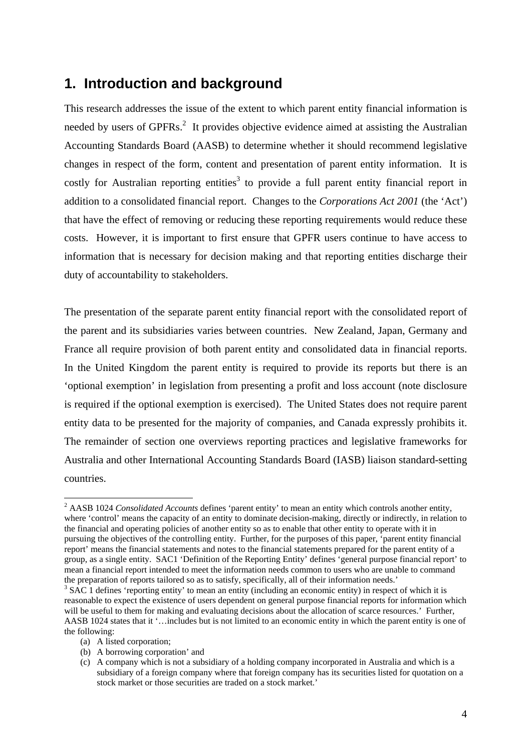# 1. Introduction and background

This research addresses the issue of the extent to which parent entity financial information is needed by users of GPFRs.[2] It provides objective evidence aimed at assisting the Australian Accounting Standards Board (AASB) to determine whether it should recommend legislative changes in respect of the form, content and presentation of parent entity information. It is costly for Australian reporting entities[3] to provide a full parent entity financial report in addition to a consolidated financial report. Changes to the *Corporations Act 2001* (the 'Act') that have the effect of removing or reducing these reporting requirements would reduce these costs. However, it is important to first ensure that GPFR users continue to have access to information that is necessary for decision making and that reporting entities discharge their duty of accountability to stakeholders.

The presentation of the separate parent entity financial report with the consolidated report of the parent and its subsidiaries varies between countries. New Zealand, Japan, Germany and France all require provision of both parent entity and consolidated data in financial reports. In the United Kingdom the parent entity is required to provide its reports but there is an 'optional exemption' in legislation from presenting a profit and loss account (note disclosure is required if the optional exemption is exercised). The United States does not require parent entity data to be presented for the majority of companies, and Canada expressly prohibits it. The remainder of section one overviews reporting practices and legislative frameworks for Australia and other International Accounting Standards Board (IASB) liaison standard-setting countries.

---

[2] AASB 1024 *Consolidated Accounts* defines 'parent entity' to mean an entity which controls another entity, where 'control' means the capacity of an entity to dominate decision-making, directly or indirectly, in relation to the financial and operating policies of another entity so as to enable that other entity to operate with it in pursuing the objectives of the controlling entity. Further, for the purposes of this paper, 'parent entity financial report' means the financial statements and notes to the financial statements prepared for the parent entity of a group, as a single entity. SAC1 'Definition of the Reporting Entity' defines 'general purpose financial report' to mean a financial report intended to meet the information needs common to users who are unable to command the preparation of reports tailored so as to satisfy, specifically, all of their information needs.'

[3] SAC 1 defines 'reporting entity' to mean an entity (including an economic entity) in respect of which it is reasonable to expect the existence of users dependent on general purpose financial reports for information which will be useful to them for making and evaluating decisions about the allocation of scarce resources.' Further, AASB 1024 states that it '…includes but is not limited to an economic entity in which the parent entity is one of the following:

(a) A listed corporation;
(b) A borrowing corporation' and
(c) A company which is not a subsidiary of a holding company incorporated in Australia and which is a subsidiary of a foreign company where that foreign company has its securities listed for quotation on a stock market or those securities are traded on a stock market.'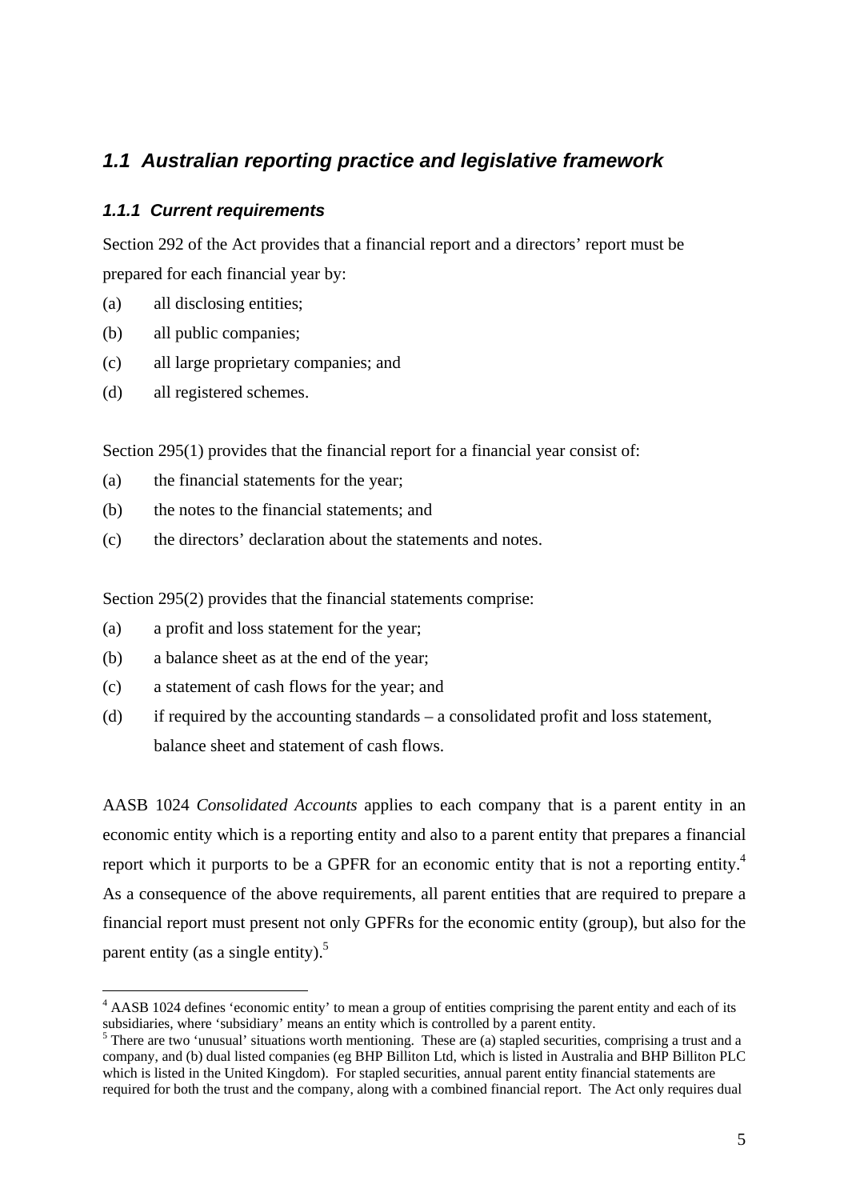## *1.1 Australian reporting practice and legislative framework*

### *1.1.1 Current requirements*

Section 292 of the Act provides that a financial report and a directors' report must be prepared for each financial year by:

(a) all disclosing entities;

(b) all public companies;

(c) all large proprietary companies; and

(d) all registered schemes.

Section 295(1) provides that the financial report for a financial year consist of:

(a) the financial statements for the year;

(b) the notes to the financial statements; and

(c) the directors' declaration about the statements and notes.

Section 295(2) provides that the financial statements comprise:

(a) a profit and loss statement for the year;

(b) a balance sheet as at the end of the year;

(c) a statement of cash flows for the year; and

(d) if required by the accounting standards – a consolidated profit and loss statement, balance sheet and statement of cash flows.

AASB 1024 *Consolidated Accounts* applies to each company that is a parent entity in an economic entity which is a reporting entity and also to a parent entity that prepares a financial report which it purports to be a GPFR for an economic entity that is not a reporting entity.[4] As a consequence of the above requirements, all parent entities that are required to prepare a financial report must present not only GPFRs for the economic entity (group), but also for the parent entity (as a single entity).[5]

---

[4] AASB 1024 defines 'economic entity' to mean a group of entities comprising the parent entity and each of its subsidiaries, where 'subsidiary' means an entity which is controlled by a parent entity.

[5] There are two 'unusual' situations worth mentioning. These are (a) stapled securities, comprising a trust and a company, and (b) dual listed companies (eg BHP Billiton Ltd, which is listed in Australia and BHP Billiton PLC which is listed in the United Kingdom). For stapled securities, annual parent entity financial statements are required for both the trust and the company, along with a combined financial report. The Act only requires dual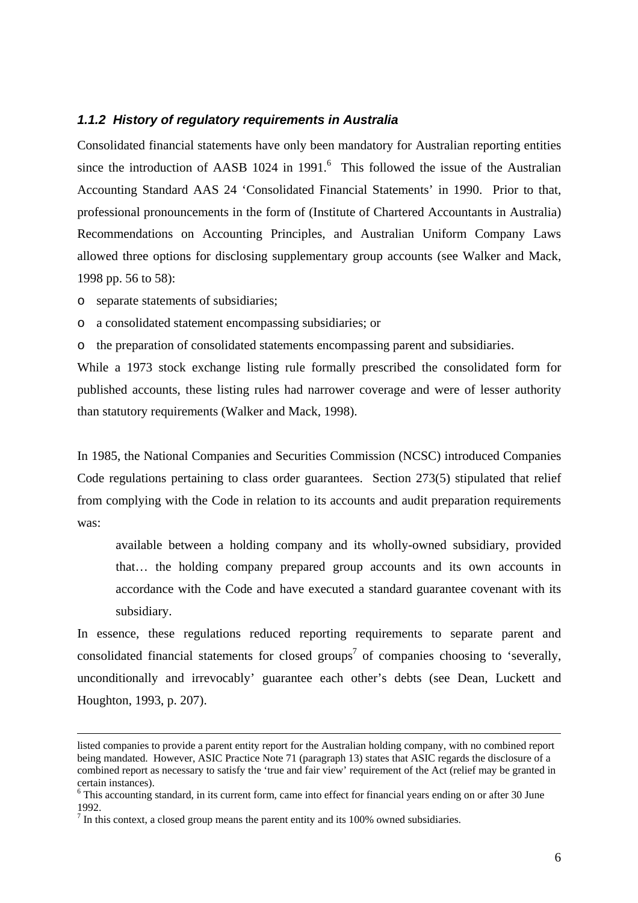### *1.1.2 History of regulatory requirements in Australia*

Consolidated financial statements have only been mandatory for Australian reporting entities since the introduction of AASB 1024 in 1991.[6] This followed the issue of the Australian Accounting Standard AAS 24 'Consolidated Financial Statements' in 1990. Prior to that, professional pronouncements in the form of (Institute of Chartered Accountants in Australia) Recommendations on Accounting Principles, and Australian Uniform Company Laws allowed three options for disclosing supplementary group accounts (see Walker and Mack, 1998 pp. 56 to 58):

- separate statements of subsidiaries;
- a consolidated statement encompassing subsidiaries; or
- the preparation of consolidated statements encompassing parent and subsidiaries.

While a 1973 stock exchange listing rule formally prescribed the consolidated form for published accounts, these listing rules had narrower coverage and were of lesser authority than statutory requirements (Walker and Mack, 1998).

In 1985, the National Companies and Securities Commission (NCSC) introduced Companies Code regulations pertaining to class order guarantees. Section 273(5) stipulated that relief from complying with the Code in relation to its accounts and audit preparation requirements was:

> available between a holding company and its wholly-owned subsidiary, provided that… the holding company prepared group accounts and its own accounts in accordance with the Code and have executed a standard guarantee covenant with its subsidiary.

In essence, these regulations reduced reporting requirements to separate parent and consolidated financial statements for closed groups[7] of companies choosing to 'severally, unconditionally and irrevocably' guarantee each other's debts (see Dean, Luckett and Houghton, 1993, p. 207).

---

listed companies to provide a parent entity report for the Australian holding company, with no combined report being mandated. However, ASIC Practice Note 71 (paragraph 13) states that ASIC regards the disclosure of a combined report as necessary to satisfy the 'true and fair view' requirement of the Act (relief may be granted in certain instances).

[6] This accounting standard, in its current form, came into effect for financial years ending on or after 30 June 1992.

[7] In this context, a closed group means the parent entity and its 100% owned subsidiaries.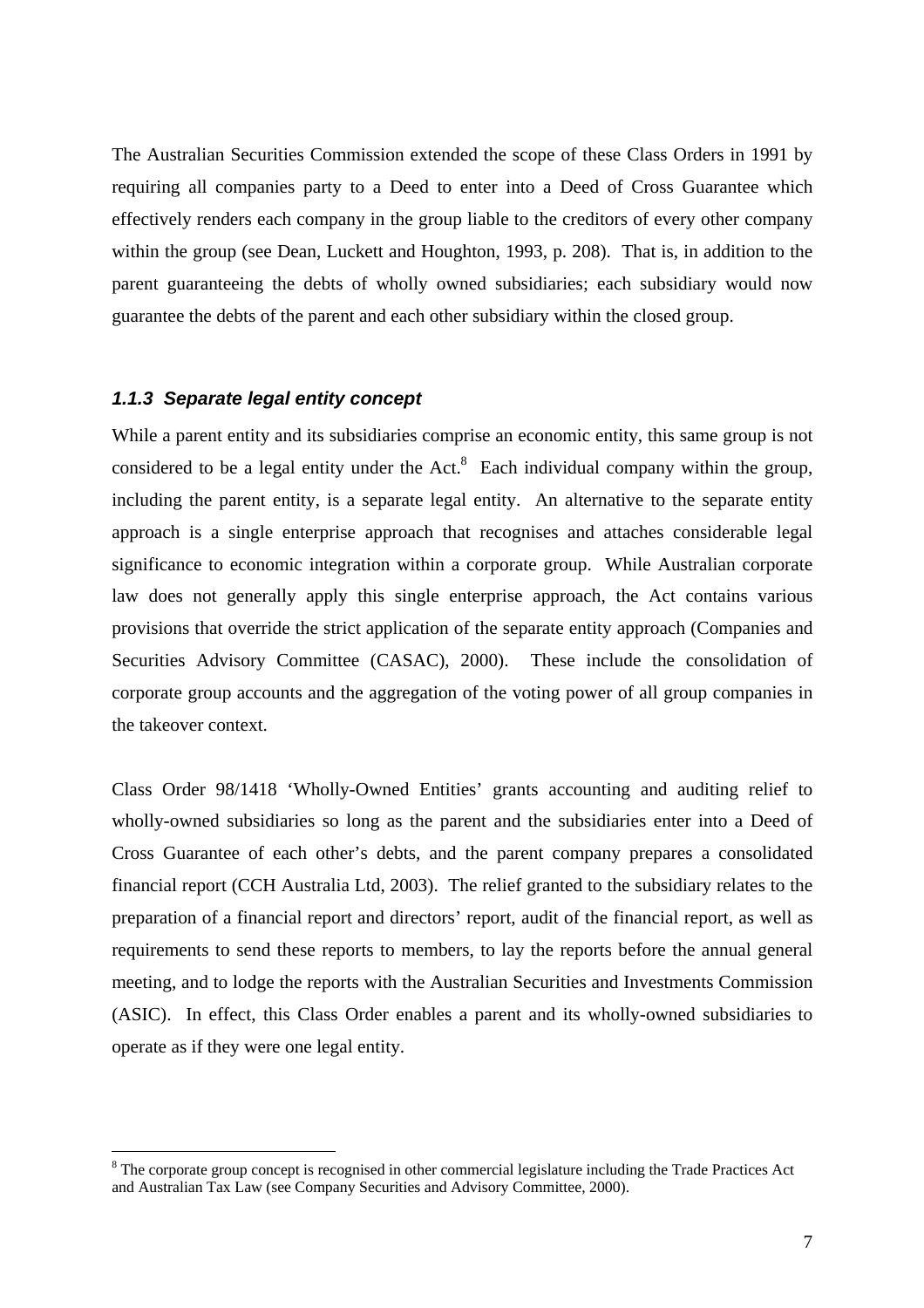The Australian Securities Commission extended the scope of these Class Orders in 1991 by requiring all companies party to a Deed to enter into a Deed of Cross Guarantee which effectively renders each company in the group liable to the creditors of every other company within the group (see Dean, Luckett and Houghton, 1993, p. 208). That is, in addition to the parent guaranteeing the debts of wholly owned subsidiaries; each subsidiary would now guarantee the debts of the parent and each other subsidiary within the closed group.

### *1.1.3 Separate legal entity concept*

While a parent entity and its subsidiaries comprise an economic entity, this same group is not considered to be a legal entity under the Act.[8] Each individual company within the group, including the parent entity, is a separate legal entity. An alternative to the separate entity approach is a single enterprise approach that recognises and attaches considerable legal significance to economic integration within a corporate group. While Australian corporate law does not generally apply this single enterprise approach, the Act contains various provisions that override the strict application of the separate entity approach (Companies and Securities Advisory Committee (CASAC), 2000). These include the consolidation of corporate group accounts and the aggregation of the voting power of all group companies in the takeover context.

Class Order 98/1418 'Wholly-Owned Entities' grants accounting and auditing relief to wholly-owned subsidiaries so long as the parent and the subsidiaries enter into a Deed of Cross Guarantee of each other's debts, and the parent company prepares a consolidated financial report (CCH Australia Ltd, 2003). The relief granted to the subsidiary relates to the preparation of a financial report and directors' report, audit of the financial report, as well as requirements to send these reports to members, to lay the reports before the annual general meeting, and to lodge the reports with the Australian Securities and Investments Commission (ASIC). In effect, this Class Order enables a parent and its wholly-owned subsidiaries to operate as if they were one legal entity.

---

[8] The corporate group concept is recognised in other commercial legislature including the Trade Practices Act and Australian Tax Law (see Company Securities and Advisory Committee, 2000).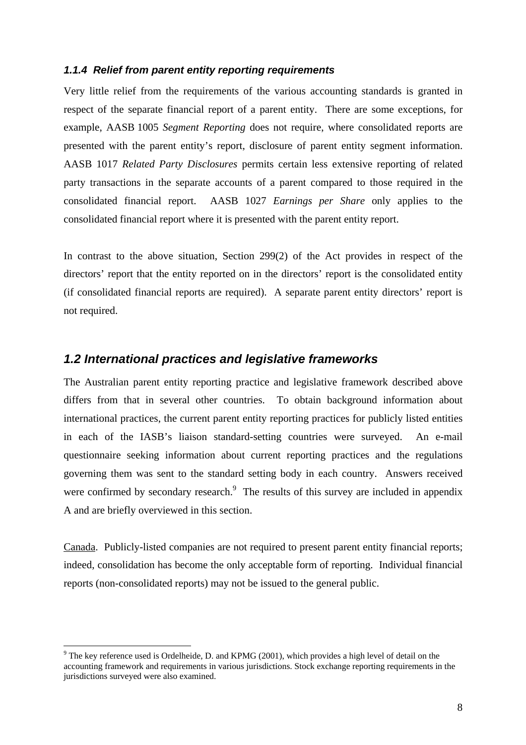### *1.1.4 Relief from parent entity reporting requirements*

Very little relief from the requirements of the various accounting standards is granted in respect of the separate financial report of a parent entity. There are some exceptions, for example, AASB 1005 *Segment Reporting* does not require, where consolidated reports are presented with the parent entity's report, disclosure of parent entity segment information. AASB 1017 *Related Party Disclosures* permits certain less extensive reporting of related party transactions in the separate accounts of a parent compared to those required in the consolidated financial report. AASB 1027 *Earnings per Share* only applies to the consolidated financial report where it is presented with the parent entity report.

In contrast to the above situation, Section 299(2) of the Act provides in respect of the directors' report that the entity reported on in the directors' report is the consolidated entity (if consolidated financial reports are required). A separate parent entity directors' report is not required.

## *1.2 International practices and legislative frameworks*

The Australian parent entity reporting practice and legislative framework described above differs from that in several other countries. To obtain background information about international practices, the current parent entity reporting practices for publicly listed entities in each of the IASB's liaison standard-setting countries were surveyed. An e-mail questionnaire seeking information about current reporting practices and the regulations governing them was sent to the standard setting body in each country. Answers received were confirmed by secondary research.[9] The results of this survey are included in appendix A and are briefly overviewed in this section.

Canada. Publicly-listed companies are not required to present parent entity financial reports; indeed, consolidation has become the only acceptable form of reporting. Individual financial reports (non-consolidated reports) may not be issued to the general public.

[9] The key reference used is Ordelheide, D. and KPMG (2001), which provides a high level of detail on the accounting framework and requirements in various jurisdictions. Stock exchange reporting requirements in the jurisdictions surveyed were also examined.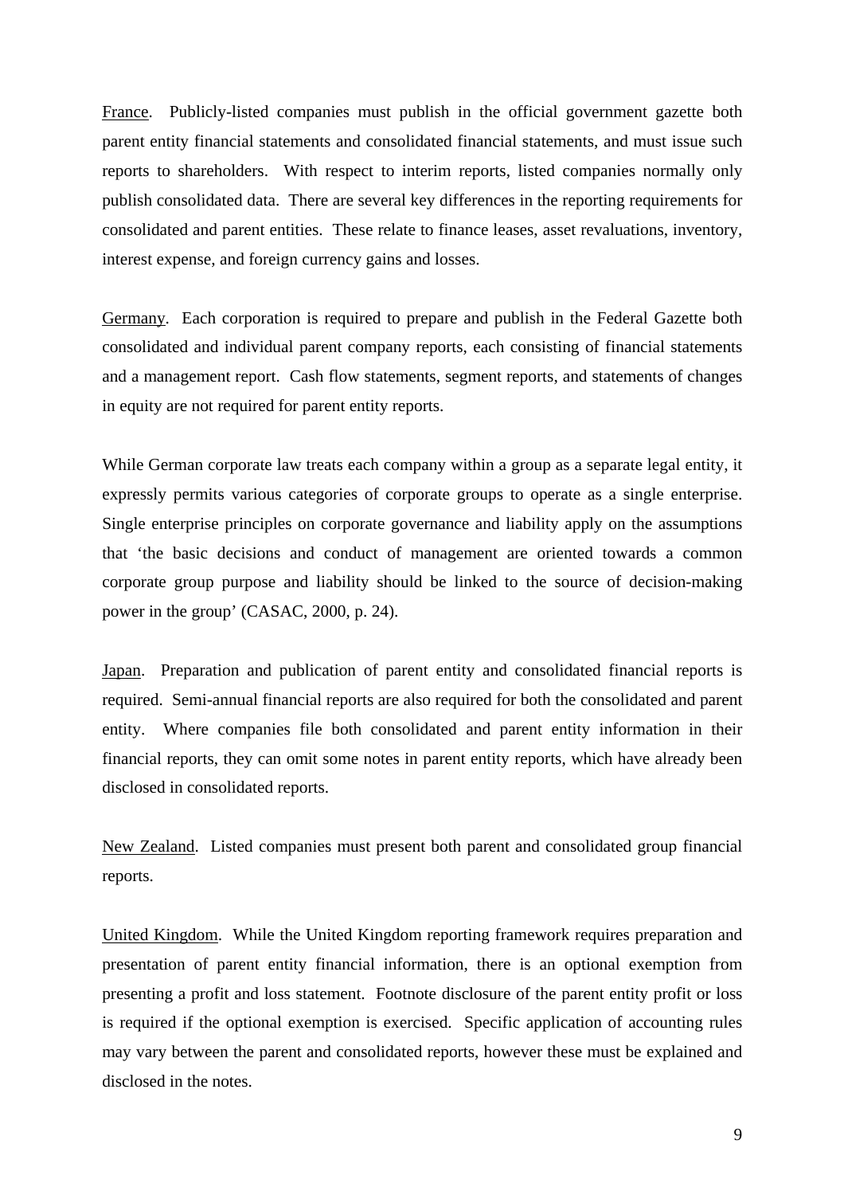<u>France</u>. Publicly-listed companies must publish in the official government gazette both parent entity financial statements and consolidated financial statements, and must issue such reports to shareholders. With respect to interim reports, listed companies normally only publish consolidated data. There are several key differences in the reporting requirements for consolidated and parent entities. These relate to finance leases, asset revaluations, inventory, interest expense, and foreign currency gains and losses.

<u>Germany</u>. Each corporation is required to prepare and publish in the Federal Gazette both consolidated and individual parent company reports, each consisting of financial statements and a management report. Cash flow statements, segment reports, and statements of changes in equity are not required for parent entity reports.

While German corporate law treats each company within a group as a separate legal entity, it expressly permits various categories of corporate groups to operate as a single enterprise. Single enterprise principles on corporate governance and liability apply on the assumptions that 'the basic decisions and conduct of management are oriented towards a common corporate group purpose and liability should be linked to the source of decision-making power in the group' (CASAC, 2000, p. 24).

<u>Japan</u>. Preparation and publication of parent entity and consolidated financial reports is required. Semi-annual financial reports are also required for both the consolidated and parent entity. Where companies file both consolidated and parent entity information in their financial reports, they can omit some notes in parent entity reports, which have already been disclosed in consolidated reports.

<u>New Zealand</u>. Listed companies must present both parent and consolidated group financial reports.

<u>United Kingdom</u>. While the United Kingdom reporting framework requires preparation and presentation of parent entity financial information, there is an optional exemption from presenting a profit and loss statement. Footnote disclosure of the parent entity profit or loss is required if the optional exemption is exercised. Specific application of accounting rules may vary between the parent and consolidated reports, however these must be explained and disclosed in the notes.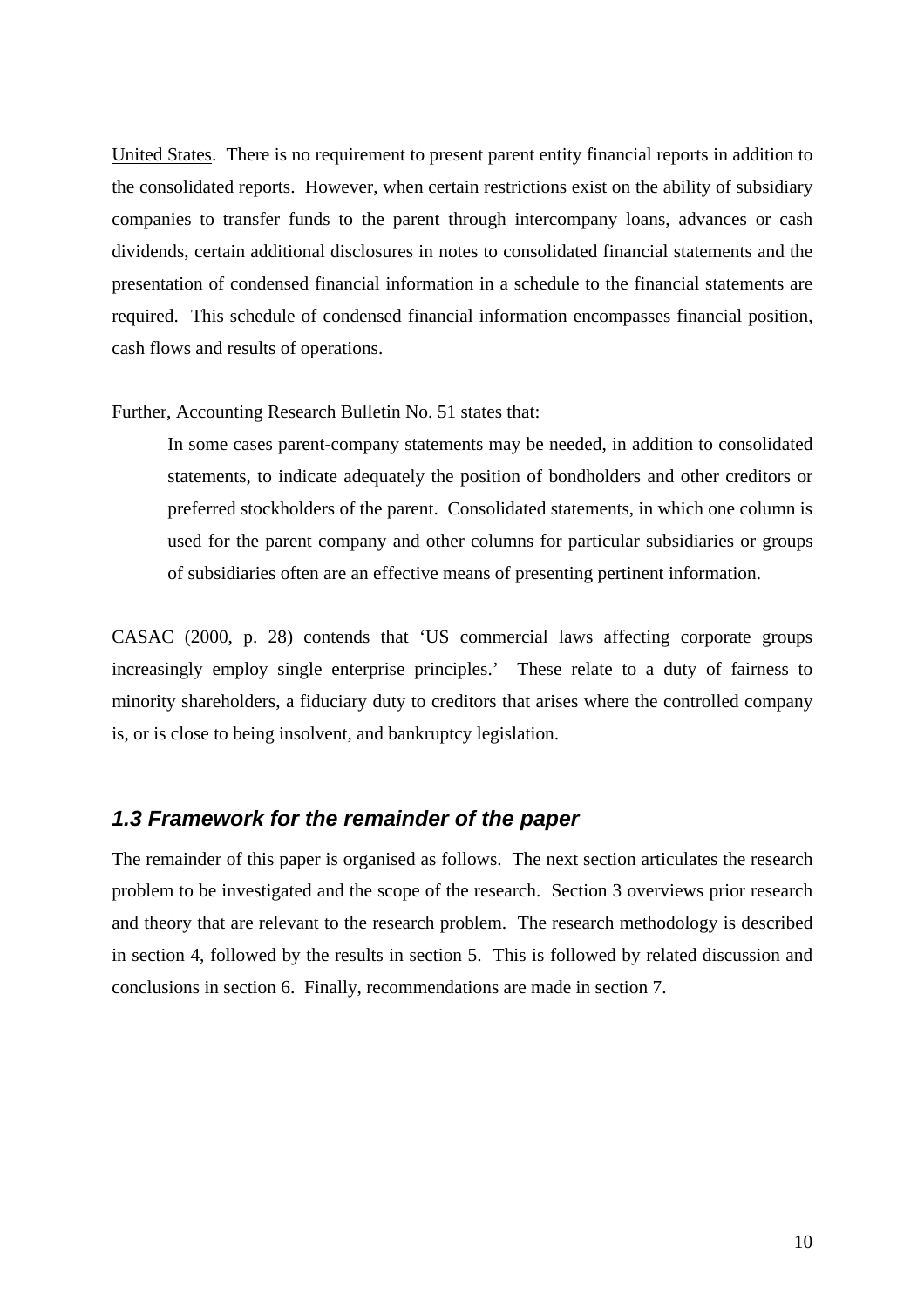<u>United States</u>. There is no requirement to present parent entity financial reports in addition to the consolidated reports. However, when certain restrictions exist on the ability of subsidiary companies to transfer funds to the parent through intercompany loans, advances or cash dividends, certain additional disclosures in notes to consolidated financial statements and the presentation of condensed financial information in a schedule to the financial statements are required. This schedule of condensed financial information encompasses financial position, cash flows and results of operations.

Further, Accounting Research Bulletin No. 51 states that:

> In some cases parent-company statements may be needed, in addition to consolidated statements, to indicate adequately the position of bondholders and other creditors or preferred stockholders of the parent. Consolidated statements, in which one column is used for the parent company and other columns for particular subsidiaries or groups of subsidiaries often are an effective means of presenting pertinent information.

CASAC (2000, p. 28) contends that 'US commercial laws affecting corporate groups increasingly employ single enterprise principles.' These relate to a duty of fairness to minority shareholders, a fiduciary duty to creditors that arises where the controlled company is, or is close to being insolvent, and bankruptcy legislation.

### *1.3 Framework for the remainder of the paper*

The remainder of this paper is organised as follows. The next section articulates the research problem to be investigated and the scope of the research. Section 3 overviews prior research and theory that are relevant to the research problem. The research methodology is described in section 4, followed by the results in section 5. This is followed by related discussion and conclusions in section 6. Finally, recommendations are made in section 7.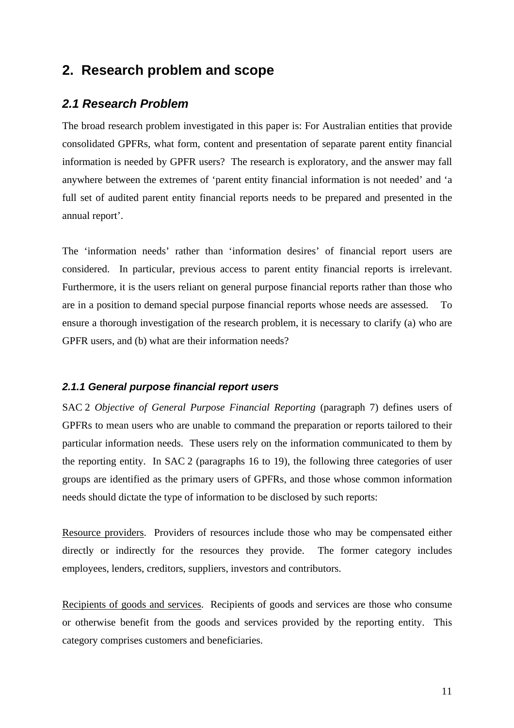## 2. Research problem and scope

### *2.1 Research Problem*

The broad research problem investigated in this paper is: For Australian entities that provide consolidated GPFRs, what form, content and presentation of separate parent entity financial information is needed by GPFR users? The research is exploratory, and the answer may fall anywhere between the extremes of 'parent entity financial information is not needed' and 'a full set of audited parent entity financial reports needs to be prepared and presented in the annual report'.

The 'information needs' rather than 'information desires' of financial report users are considered. In particular, previous access to parent entity financial reports is irrelevant. Furthermore, it is the users reliant on general purpose financial reports rather than those who are in a position to demand special purpose financial reports whose needs are assessed. To ensure a thorough investigation of the research problem, it is necessary to clarify (a) who are GPFR users, and (b) what are their information needs?

#### *2.1.1 General purpose financial report users*

SAC 2 *Objective of General Purpose Financial Reporting* (paragraph 7) defines users of GPFRs to mean users who are unable to command the preparation or reports tailored to their particular information needs. These users rely on the information communicated to them by the reporting entity. In SAC 2 (paragraphs 16 to 19), the following three categories of user groups are identified as the primary users of GPFRs, and those whose common information needs should dictate the type of information to be disclosed by such reports:

<u>Resource providers</u>. Providers of resources include those who may be compensated either directly or indirectly for the resources they provide. The former category includes employees, lenders, creditors, suppliers, investors and contributors.

<u>Recipients of goods and services</u>. Recipients of goods and services are those who consume or otherwise benefit from the goods and services provided by the reporting entity. This category comprises customers and beneficiaries.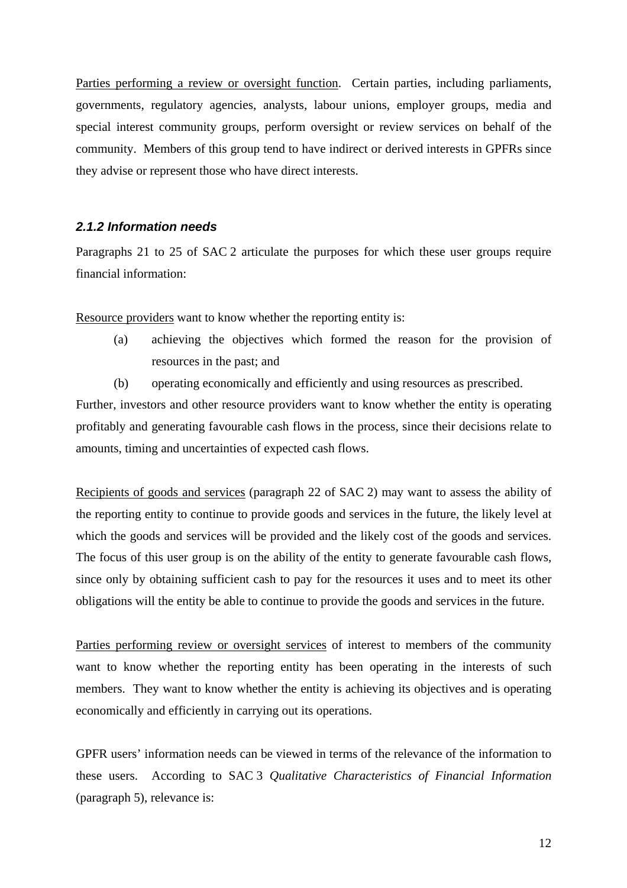Parties performing a review or oversight function. Certain parties, including parliaments, governments, regulatory agencies, analysts, labour unions, employer groups, media and special interest community groups, perform oversight or review services on behalf of the community. Members of this group tend to have indirect or derived interests in GPFRs since they advise or represent those who have direct interests.

#### *2.1.2 Information needs*

Paragraphs 21 to 25 of SAC 2 articulate the purposes for which these user groups require financial information:

Resource providers want to know whether the reporting entity is:

(a) achieving the objectives which formed the reason for the provision of resources in the past; and

(b) operating economically and efficiently and using resources as prescribed.

Further, investors and other resource providers want to know whether the entity is operating profitably and generating favourable cash flows in the process, since their decisions relate to amounts, timing and uncertainties of expected cash flows.

Recipients of goods and services (paragraph 22 of SAC 2) may want to assess the ability of the reporting entity to continue to provide goods and services in the future, the likely level at which the goods and services will be provided and the likely cost of the goods and services. The focus of this user group is on the ability of the entity to generate favourable cash flows, since only by obtaining sufficient cash to pay for the resources it uses and to meet its other obligations will the entity be able to continue to provide the goods and services in the future.

Parties performing review or oversight services of interest to members of the community want to know whether the reporting entity has been operating in the interests of such members. They want to know whether the entity is achieving its objectives and is operating economically and efficiently in carrying out its operations.

GPFR users' information needs can be viewed in terms of the relevance of the information to these users. According to SAC 3 *Qualitative Characteristics of Financial Information* (paragraph 5), relevance is: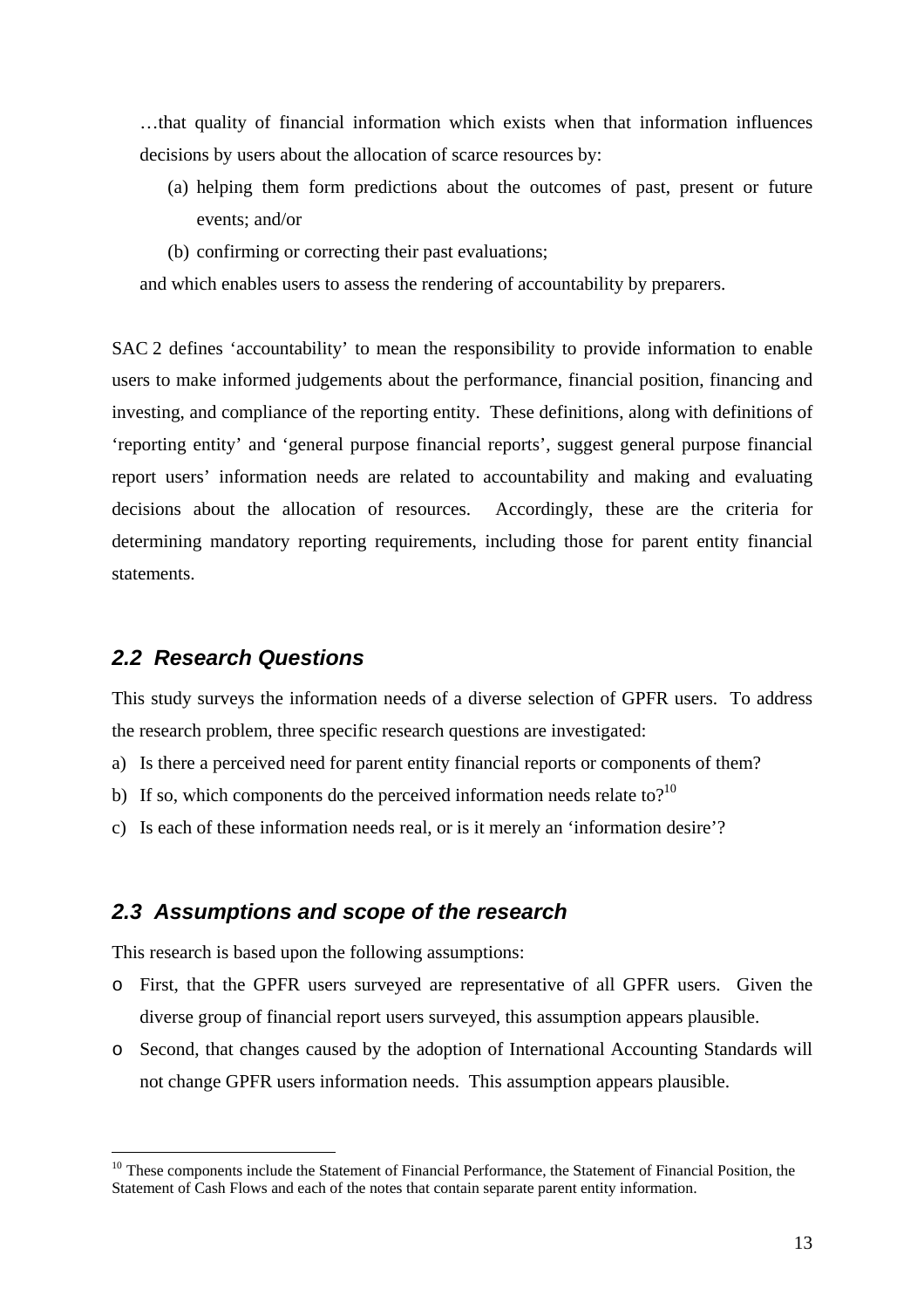…that quality of financial information which exists when that information influences decisions by users about the allocation of scarce resources by:

(a) helping them form predictions about the outcomes of past, present or future events; and/or

(b) confirming or correcting their past evaluations;

and which enables users to assess the rendering of accountability by preparers.

SAC 2 defines 'accountability' to mean the responsibility to provide information to enable users to make informed judgements about the performance, financial position, financing and investing, and compliance of the reporting entity. These definitions, along with definitions of 'reporting entity' and 'general purpose financial reports', suggest general purpose financial report users' information needs are related to accountability and making and evaluating decisions about the allocation of resources. Accordingly, these are the criteria for determining mandatory reporting requirements, including those for parent entity financial statements.

## *2.2 Research Questions*

This study surveys the information needs of a diverse selection of GPFR users. To address the research problem, three specific research questions are investigated:

a) Is there a perceived need for parent entity financial reports or components of them?
b) If so, which components do the perceived information needs relate to?[10]
c) Is each of these information needs real, or is it merely an 'information desire'?

## *2.3 Assumptions and scope of the research*

This research is based upon the following assumptions:

- First, that the GPFR users surveyed are representative of all GPFR users. Given the diverse group of financial report users surveyed, this assumption appears plausible.
- Second, that changes caused by the adoption of International Accounting Standards will not change GPFR users information needs. This assumption appears plausible.

[10] These components include the Statement of Financial Performance, the Statement of Financial Position, the Statement of Cash Flows and each of the notes that contain separate parent entity information.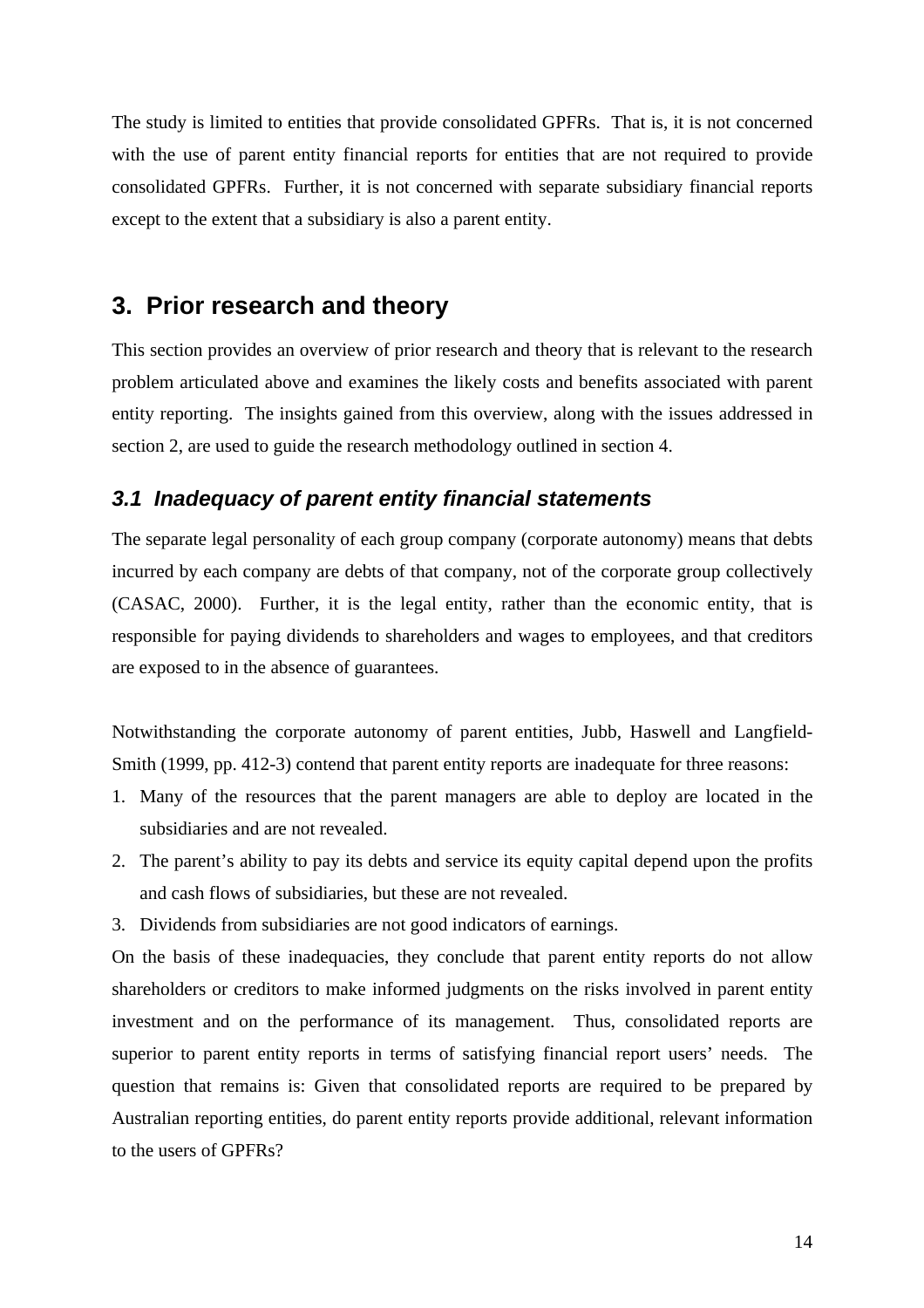The study is limited to entities that provide consolidated GPFRs. That is, it is not concerned with the use of parent entity financial reports for entities that are not required to provide consolidated GPFRs. Further, it is not concerned with separate subsidiary financial reports except to the extent that a subsidiary is also a parent entity.

## 3. Prior research and theory

This section provides an overview of prior research and theory that is relevant to the research problem articulated above and examines the likely costs and benefits associated with parent entity reporting. The insights gained from this overview, along with the issues addressed in section 2, are used to guide the research methodology outlined in section 4.

### *3.1 Inadequacy of parent entity financial statements*

The separate legal personality of each group company (corporate autonomy) means that debts incurred by each company are debts of that company, not of the corporate group collectively (CASAC, 2000). Further, it is the legal entity, rather than the economic entity, that is responsible for paying dividends to shareholders and wages to employees, and that creditors are exposed to in the absence of guarantees.

Notwithstanding the corporate autonomy of parent entities, Jubb, Haswell and Langfield-Smith (1999, pp. 412-3) contend that parent entity reports are inadequate for three reasons:

1. Many of the resources that the parent managers are able to deploy are located in the subsidiaries and are not revealed.
2. The parent's ability to pay its debts and service its equity capital depend upon the profits and cash flows of subsidiaries, but these are not revealed.
3. Dividends from subsidiaries are not good indicators of earnings.

On the basis of these inadequacies, they conclude that parent entity reports do not allow shareholders or creditors to make informed judgments on the risks involved in parent entity investment and on the performance of its management. Thus, consolidated reports are superior to parent entity reports in terms of satisfying financial report users' needs. The question that remains is: Given that consolidated reports are required to be prepared by Australian reporting entities, do parent entity reports provide additional, relevant information to the users of GPFRs?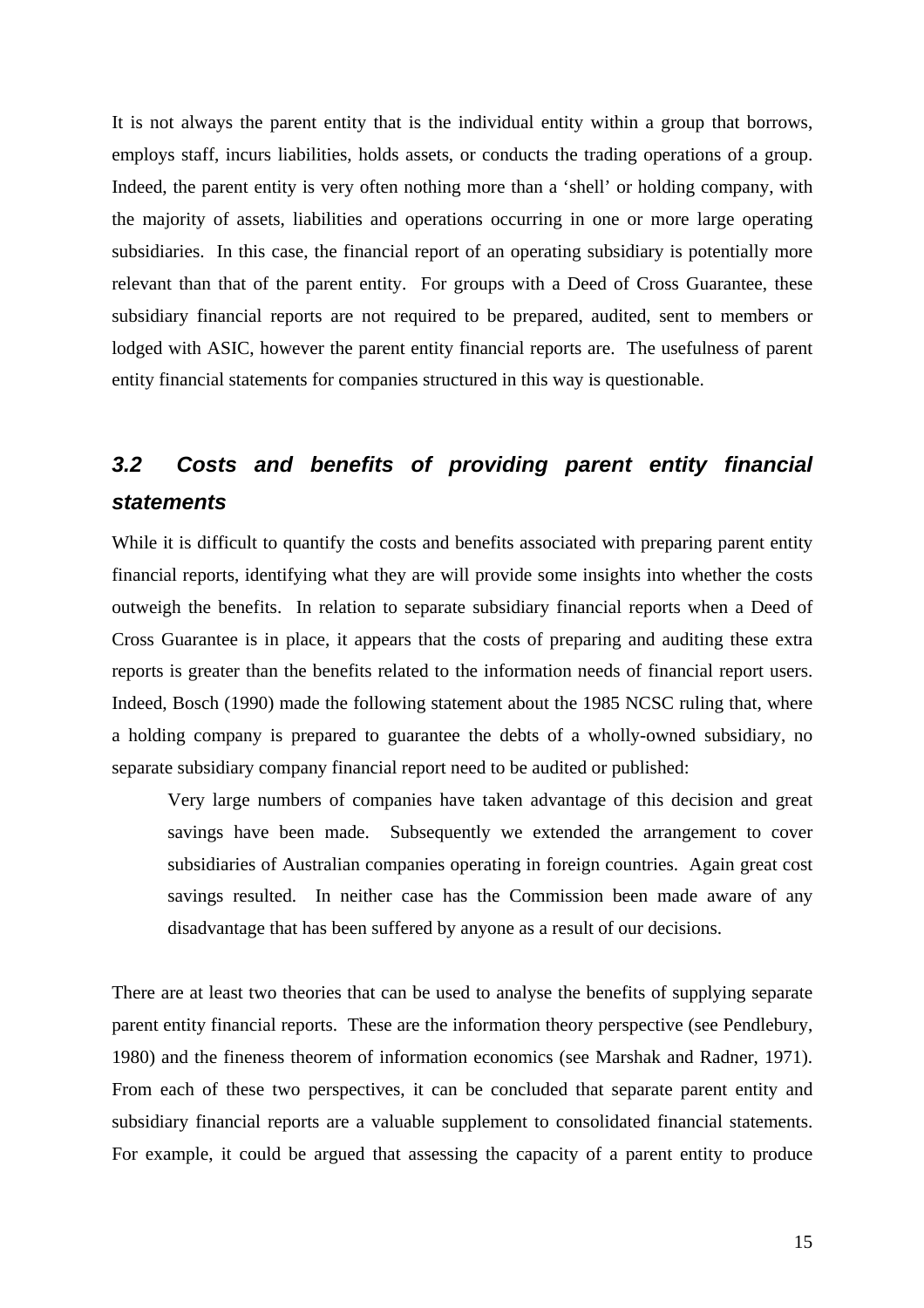It is not always the parent entity that is the individual entity within a group that borrows, employs staff, incurs liabilities, holds assets, or conducts the trading operations of a group. Indeed, the parent entity is very often nothing more than a 'shell' or holding company, with the majority of assets, liabilities and operations occurring in one or more large operating subsidiaries. In this case, the financial report of an operating subsidiary is potentially more relevant than that of the parent entity. For groups with a Deed of Cross Guarantee, these subsidiary financial reports are not required to be prepared, audited, sent to members or lodged with ASIC, however the parent entity financial reports are. The usefulness of parent entity financial statements for companies structured in this way is questionable.

## *3.2 Costs and benefits of providing parent entity financial statements*

While it is difficult to quantify the costs and benefits associated with preparing parent entity financial reports, identifying what they are will provide some insights into whether the costs outweigh the benefits. In relation to separate subsidiary financial reports when a Deed of Cross Guarantee is in place, it appears that the costs of preparing and auditing these extra reports is greater than the benefits related to the information needs of financial report users. Indeed, Bosch (1990) made the following statement about the 1985 NCSC ruling that, where a holding company is prepared to guarantee the debts of a wholly-owned subsidiary, no separate subsidiary company financial report need to be audited or published:

> Very large numbers of companies have taken advantage of this decision and great savings have been made. Subsequently we extended the arrangement to cover subsidiaries of Australian companies operating in foreign countries. Again great cost savings resulted. In neither case has the Commission been made aware of any disadvantage that has been suffered by anyone as a result of our decisions.

There are at least two theories that can be used to analyse the benefits of supplying separate parent entity financial reports. These are the information theory perspective (see Pendlebury, 1980) and the fineness theorem of information economics (see Marshak and Radner, 1971). From each of these two perspectives, it can be concluded that separate parent entity and subsidiary financial reports are a valuable supplement to consolidated financial statements. For example, it could be argued that assessing the capacity of a parent entity to produce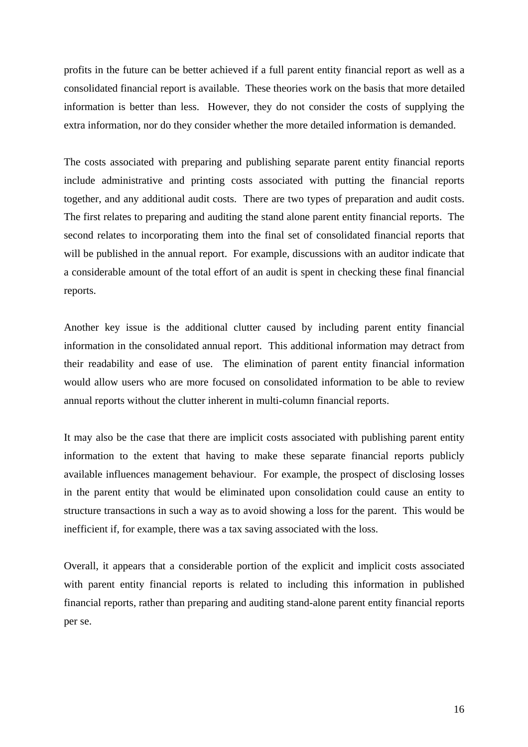profits in the future can be better achieved if a full parent entity financial report as well as a consolidated financial report is available. These theories work on the basis that more detailed information is better than less. However, they do not consider the costs of supplying the extra information, nor do they consider whether the more detailed information is demanded.

The costs associated with preparing and publishing separate parent entity financial reports include administrative and printing costs associated with putting the financial reports together, and any additional audit costs. There are two types of preparation and audit costs. The first relates to preparing and auditing the stand alone parent entity financial reports. The second relates to incorporating them into the final set of consolidated financial reports that will be published in the annual report. For example, discussions with an auditor indicate that a considerable amount of the total effort of an audit is spent in checking these final financial reports.

Another key issue is the additional clutter caused by including parent entity financial information in the consolidated annual report. This additional information may detract from their readability and ease of use. The elimination of parent entity financial information would allow users who are more focused on consolidated information to be able to review annual reports without the clutter inherent in multi-column financial reports.

It may also be the case that there are implicit costs associated with publishing parent entity information to the extent that having to make these separate financial reports publicly available influences management behaviour. For example, the prospect of disclosing losses in the parent entity that would be eliminated upon consolidation could cause an entity to structure transactions in such a way as to avoid showing a loss for the parent. This would be inefficient if, for example, there was a tax saving associated with the loss.

Overall, it appears that a considerable portion of the explicit and implicit costs associated with parent entity financial reports is related to including this information in published financial reports, rather than preparing and auditing stand-alone parent entity financial reports per se.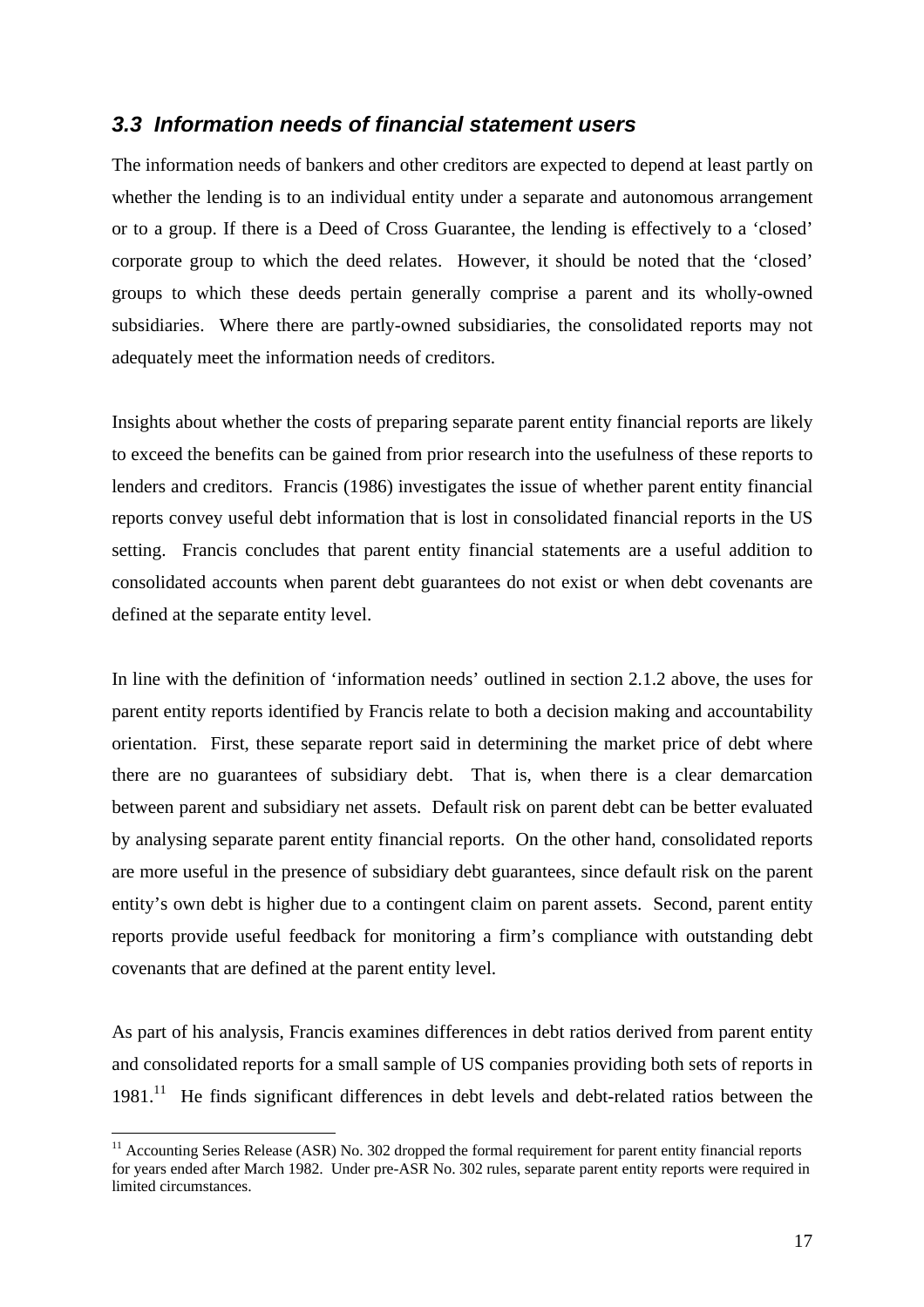### *3.3 Information needs of financial statement users*

The information needs of bankers and other creditors are expected to depend at least partly on whether the lending is to an individual entity under a separate and autonomous arrangement or to a group. If there is a Deed of Cross Guarantee, the lending is effectively to a 'closed' corporate group to which the deed relates. However, it should be noted that the 'closed' groups to which these deeds pertain generally comprise a parent and its wholly-owned subsidiaries. Where there are partly-owned subsidiaries, the consolidated reports may not adequately meet the information needs of creditors.

Insights about whether the costs of preparing separate parent entity financial reports are likely to exceed the benefits can be gained from prior research into the usefulness of these reports to lenders and creditors. Francis (1986) investigates the issue of whether parent entity financial reports convey useful debt information that is lost in consolidated financial reports in the US setting. Francis concludes that parent entity financial statements are a useful addition to consolidated accounts when parent debt guarantees do not exist or when debt covenants are defined at the separate entity level.

In line with the definition of 'information needs' outlined in section 2.1.2 above, the uses for parent entity reports identified by Francis relate to both a decision making and accountability orientation. First, these separate report said in determining the market price of debt where there are no guarantees of subsidiary debt. That is, when there is a clear demarcation between parent and subsidiary net assets. Default risk on parent debt can be better evaluated by analysing separate parent entity financial reports. On the other hand, consolidated reports are more useful in the presence of subsidiary debt guarantees, since default risk on the parent entity's own debt is higher due to a contingent claim on parent assets. Second, parent entity reports provide useful feedback for monitoring a firm's compliance with outstanding debt covenants that are defined at the parent entity level.

As part of his analysis, Francis examines differences in debt ratios derived from parent entity and consolidated reports for a small sample of US companies providing both sets of reports in 1981.[11] He finds significant differences in debt levels and debt-related ratios between the

[11] Accounting Series Release (ASR) No. 302 dropped the formal requirement for parent entity financial reports for years ended after March 1982. Under pre-ASR No. 302 rules, separate parent entity reports were required in limited circumstances.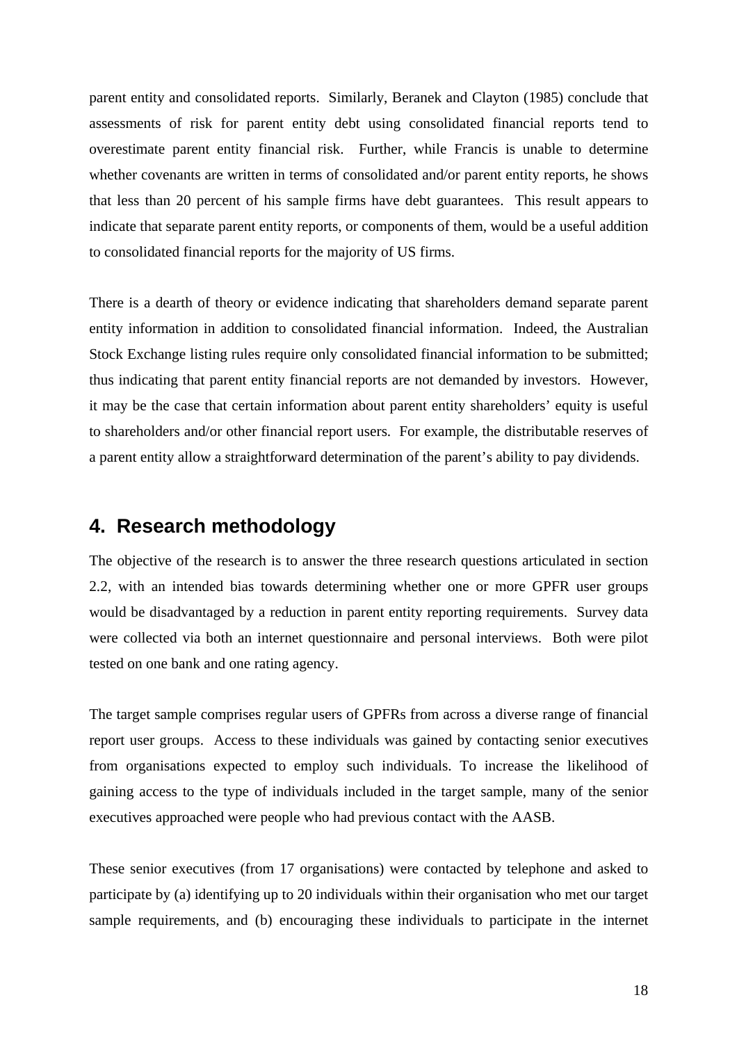parent entity and consolidated reports. Similarly, Beranek and Clayton (1985) conclude that assessments of risk for parent entity debt using consolidated financial reports tend to overestimate parent entity financial risk. Further, while Francis is unable to determine whether covenants are written in terms of consolidated and/or parent entity reports, he shows that less than 20 percent of his sample firms have debt guarantees. This result appears to indicate that separate parent entity reports, or components of them, would be a useful addition to consolidated financial reports for the majority of US firms.

There is a dearth of theory or evidence indicating that shareholders demand separate parent entity information in addition to consolidated financial information. Indeed, the Australian Stock Exchange listing rules require only consolidated financial information to be submitted; thus indicating that parent entity financial reports are not demanded by investors. However, it may be the case that certain information about parent entity shareholders' equity is useful to shareholders and/or other financial report users. For example, the distributable reserves of a parent entity allow a straightforward determination of the parent's ability to pay dividends.

## 4. Research methodology

The objective of the research is to answer the three research questions articulated in section 2.2, with an intended bias towards determining whether one or more GPFR user groups would be disadvantaged by a reduction in parent entity reporting requirements. Survey data were collected via both an internet questionnaire and personal interviews. Both were pilot tested on one bank and one rating agency.

The target sample comprises regular users of GPFRs from across a diverse range of financial report user groups. Access to these individuals was gained by contacting senior executives from organisations expected to employ such individuals. To increase the likelihood of gaining access to the type of individuals included in the target sample, many of the senior executives approached were people who had previous contact with the AASB.

These senior executives (from 17 organisations) were contacted by telephone and asked to participate by (a) identifying up to 20 individuals within their organisation who met our target sample requirements, and (b) encouraging these individuals to participate in the internet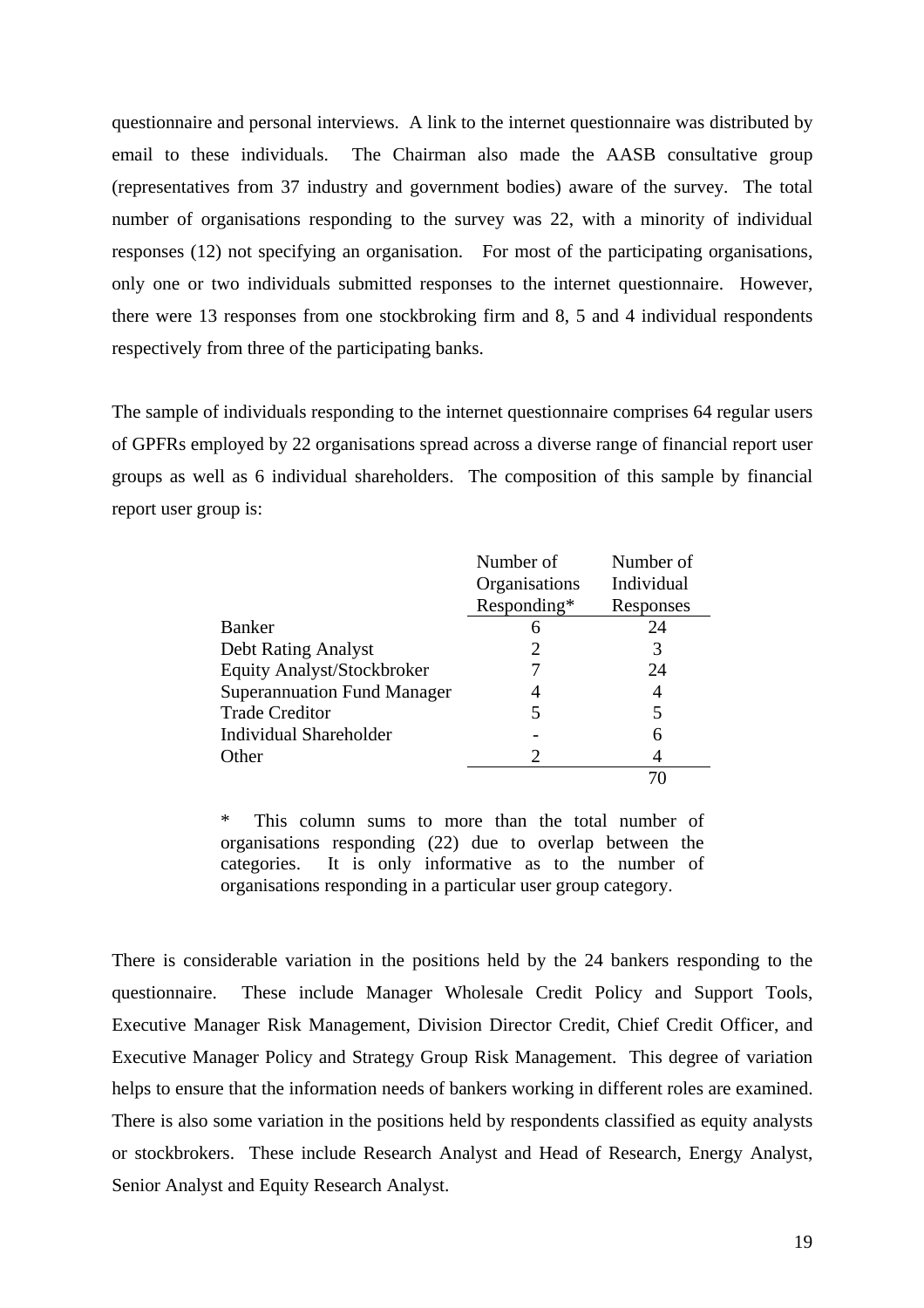questionnaire and personal interviews. A link to the internet questionnaire was distributed by email to these individuals. The Chairman also made the AASB consultative group (representatives from 37 industry and government bodies) aware of the survey. The total number of organisations responding to the survey was 22, with a minority of individual responses (12) not specifying an organisation. For most of the participating organisations, only one or two individuals submitted responses to the internet questionnaire. However, there were 13 responses from one stockbroking firm and 8, 5 and 4 individual respondents respectively from three of the participating banks.

The sample of individuals responding to the internet questionnaire comprises 64 regular users of GPFRs employed by 22 organisations spread across a diverse range of financial report user groups as well as 6 individual shareholders. The composition of this sample by financial report user group is:

| | Number of Organisations Responding* | Number of Individual Responses |
|---|---|---|
| Banker | 6 | 24 |
| Debt Rating Analyst | 2 | 3 |
| Equity Analyst/Stockbroker | 7 | 24 |
| Superannuation Fund Manager | 4 | 4 |
| Trade Creditor | 5 | 5 |
| Individual Shareholder | - | 6 |
| Other | 2 | 4 |
| | | 70 |

\* This column sums to more than the total number of organisations responding (22) due to overlap between the categories. It is only informative as to the number of organisations responding in a particular user group category.

There is considerable variation in the positions held by the 24 bankers responding to the questionnaire. These include Manager Wholesale Credit Policy and Support Tools, Executive Manager Risk Management, Division Director Credit, Chief Credit Officer, and Executive Manager Policy and Strategy Group Risk Management. This degree of variation helps to ensure that the information needs of bankers working in different roles are examined. There is also some variation in the positions held by respondents classified as equity analysts or stockbrokers. These include Research Analyst and Head of Research, Energy Analyst, Senior Analyst and Equity Research Analyst.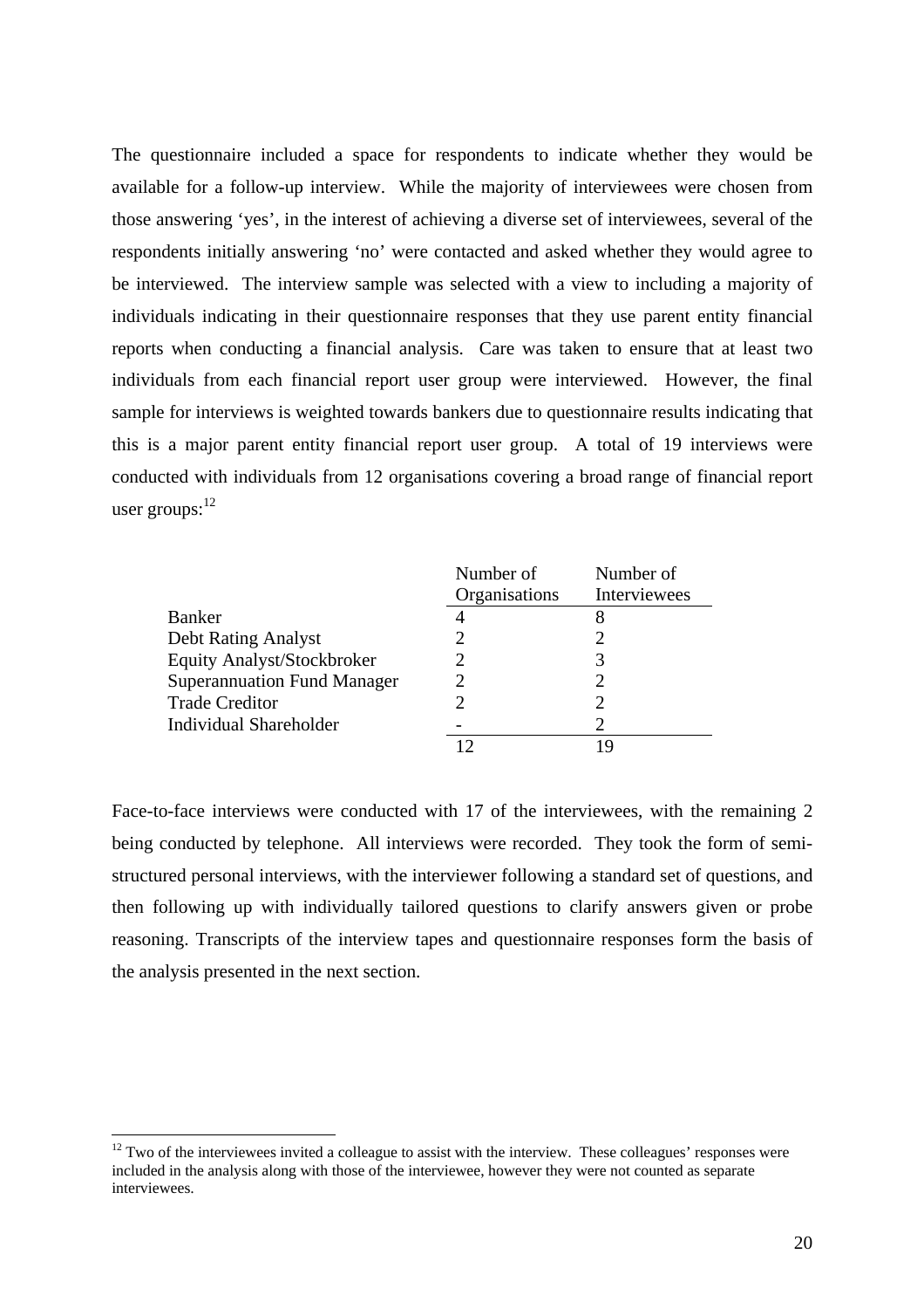The questionnaire included a space for respondents to indicate whether they would be available for a follow-up interview. While the majority of interviewees were chosen from those answering 'yes', in the interest of achieving a diverse set of interviewees, several of the respondents initially answering 'no' were contacted and asked whether they would agree to be interviewed. The interview sample was selected with a view to including a majority of individuals indicating in their questionnaire responses that they use parent entity financial reports when conducting a financial analysis. Care was taken to ensure that at least two individuals from each financial report user group were interviewed. However, the final sample for interviews is weighted towards bankers due to questionnaire results indicating that this is a major parent entity financial report user group. A total of 19 interviews were conducted with individuals from 12 organisations covering a broad range of financial report user groups:[12]

| | Number of Organisations | Number of Interviewees |
|---|---|---|
| Banker | 4 | 8 |
| Debt Rating Analyst | 2 | 2 |
| Equity Analyst/Stockbroker | 2 | 3 |
| Superannuation Fund Manager | 2 | 2 |
| Trade Creditor | 2 | 2 |
| Individual Shareholder | - | 2 |
| | 12 | 19 |

Face-to-face interviews were conducted with 17 of the interviewees, with the remaining 2 being conducted by telephone. All interviews were recorded. They took the form of semi-structured personal interviews, with the interviewer following a standard set of questions, and then following up with individually tailored questions to clarify answers given or probe reasoning. Transcripts of the interview tapes and questionnaire responses form the basis of the analysis presented in the next section.

[12] Two of the interviewees invited a colleague to assist with the interview. These colleagues' responses were included in the analysis along with those of the interviewee, however they were not counted as separate interviewees.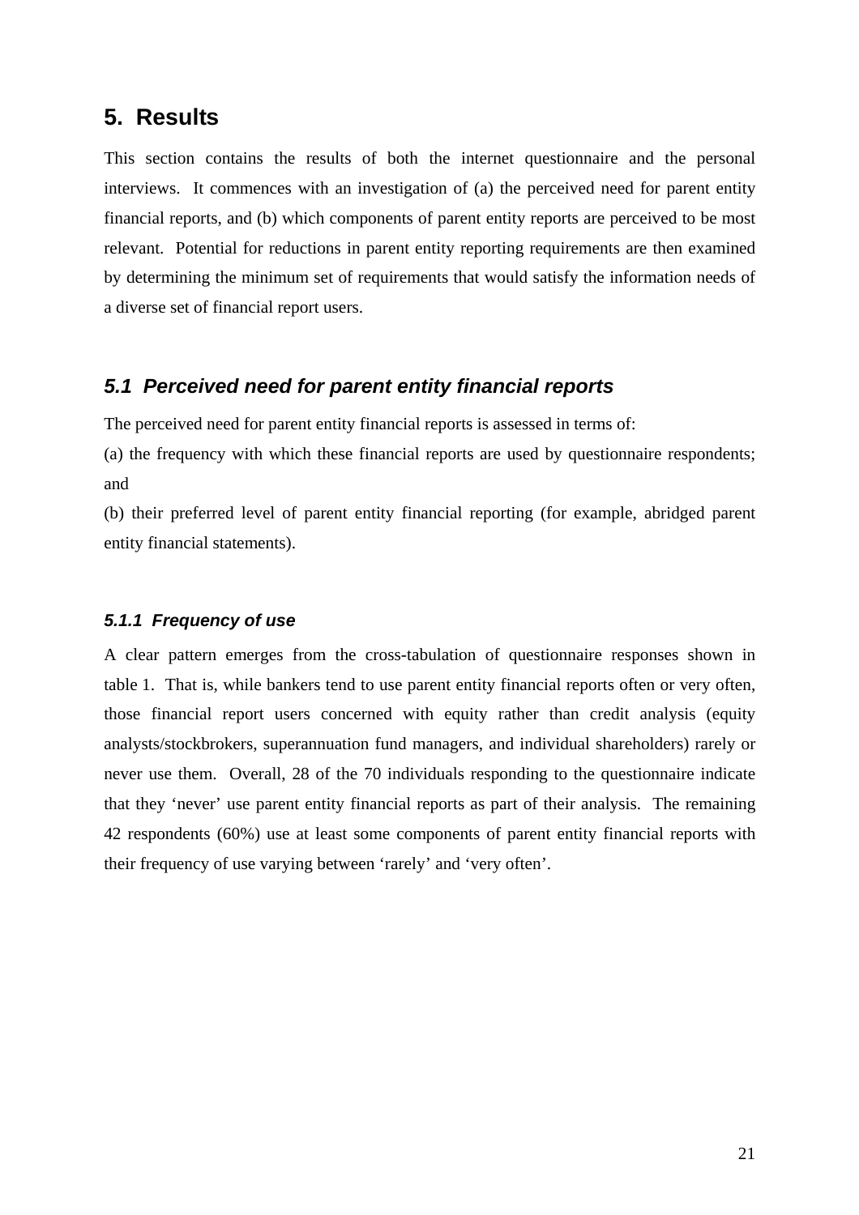## 5. Results

This section contains the results of both the internet questionnaire and the personal interviews. It commences with an investigation of (a) the perceived need for parent entity financial reports, and (b) which components of parent entity reports are perceived to be most relevant. Potential for reductions in parent entity reporting requirements are then examined by determining the minimum set of requirements that would satisfy the information needs of a diverse set of financial report users.

### *5.1 Perceived need for parent entity financial reports*

The perceived need for parent entity financial reports is assessed in terms of:

(a) the frequency with which these financial reports are used by questionnaire respondents; and

(b) their preferred level of parent entity financial reporting (for example, abridged parent entity financial statements).

#### *5.1.1 Frequency of use*

A clear pattern emerges from the cross-tabulation of questionnaire responses shown in table 1. That is, while bankers tend to use parent entity financial reports often or very often, those financial report users concerned with equity rather than credit analysis (equity analysts/stockbrokers, superannuation fund managers, and individual shareholders) rarely or never use them. Overall, 28 of the 70 individuals responding to the questionnaire indicate that they 'never' use parent entity financial reports as part of their analysis. The remaining 42 respondents (60%) use at least some components of parent entity financial reports with their frequency of use varying between 'rarely' and 'very often'.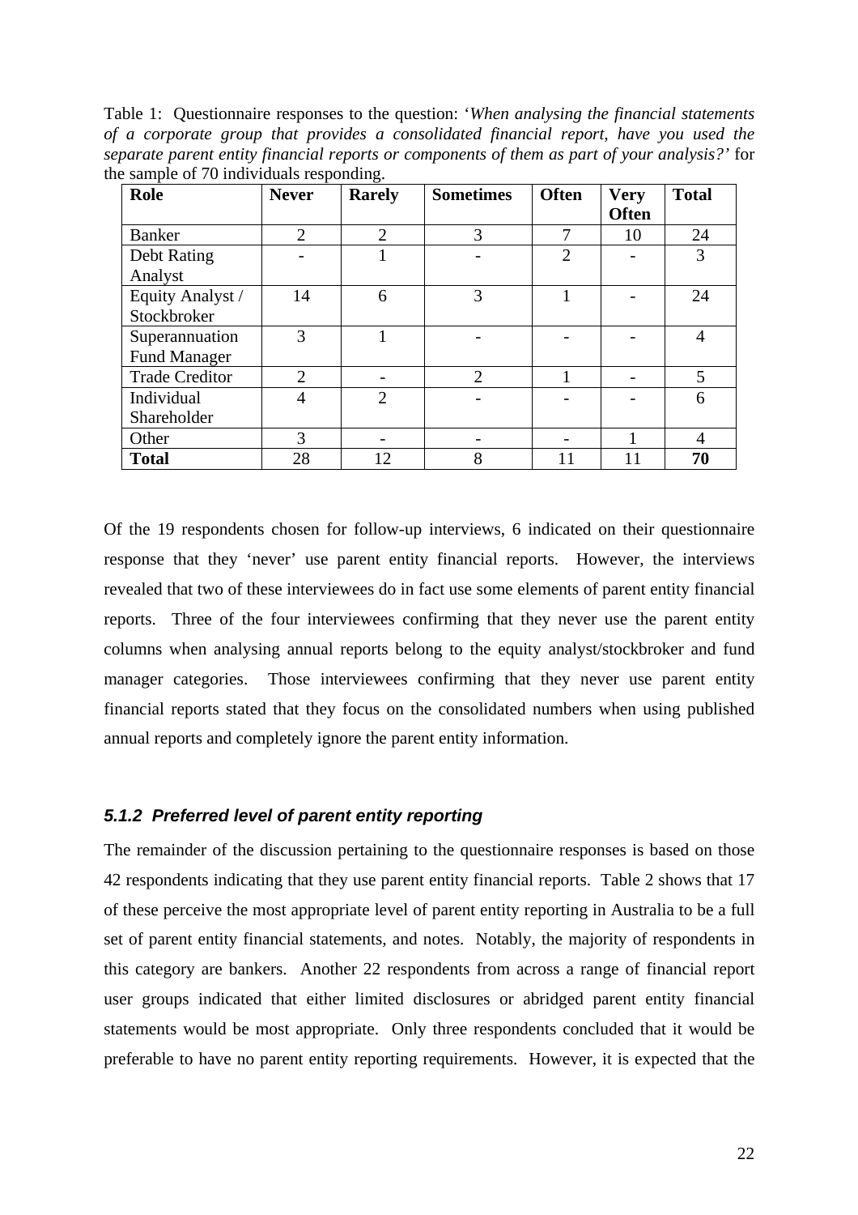Table 1: Questionnaire responses to the question: '*When analysing the financial statements of a corporate group that provides a consolidated financial report, have you used the separate parent entity financial reports or components of them as part of your analysis?*' for the sample of 70 individuals responding.

| Role | Never | Rarely | Sometimes | Often | Very Often | Total |
|---|---|---|---|---|---|---|
| Banker | 2 | 2 | 3 | 7 | 10 | 24 |
| Debt Rating Analyst | - | 1 | - | 2 | - | 3 |
| Equity Analyst / Stockbroker | 14 | 6 | 3 | 1 | - | 24 |
| Superannuation Fund Manager | 3 | 1 | - | - | - | 4 |
| Trade Creditor | 2 | - | 2 | 1 | - | 5 |
| Individual Shareholder | 4 | 2 | - | - | - | 6 |
| Other | 3 | - | - | - | 1 | 4 |
| **Total** | 28 | 12 | 8 | 11 | 11 | **70** |

Of the 19 respondents chosen for follow-up interviews, 6 indicated on their questionnaire response that they 'never' use parent entity financial reports. However, the interviews revealed that two of these interviewees do in fact use some elements of parent entity financial reports. Three of the four interviewees confirming that they never use the parent entity columns when analysing annual reports belong to the equity analyst/stockbroker and fund manager categories. Those interviewees confirming that they never use parent entity financial reports stated that they focus on the consolidated numbers when using published annual reports and completely ignore the parent entity information.

### *5.1.2 Preferred level of parent entity reporting*

The remainder of the discussion pertaining to the questionnaire responses is based on those 42 respondents indicating that they use parent entity financial reports. Table 2 shows that 17 of these perceive the most appropriate level of parent entity reporting in Australia to be a full set of parent entity financial statements, and notes. Notably, the majority of respondents in this category are bankers. Another 22 respondents from across a range of financial report user groups indicated that either limited disclosures or abridged parent entity financial statements would be most appropriate. Only three respondents concluded that it would be preferable to have no parent entity reporting requirements. However, it is expected that the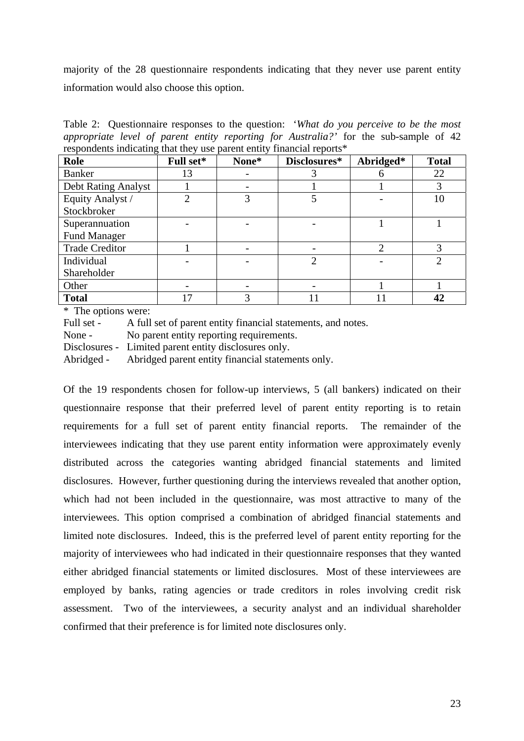majority of the 28 questionnaire respondents indicating that they never use parent entity information would also choose this option.

Table 2: Questionnaire responses to the question: '*What do you perceive to be the most appropriate level of parent entity reporting for Australia?*' for the sub-sample of 42 respondents indicating that they use parent entity financial reports*

| **Role** | **Full set*** | **None*** | **Disclosures*** | **Abridged*** | **Total** |
|---|---|---|---|---|---|
| Banker | 13 | - | 3 | 6 | 22 |
| Debt Rating Analyst | 1 | - | 1 | 1 | 3 |
| Equity Analyst / Stockbroker | 2 | 3 | 5 | - | 10 |
| Superannuation Fund Manager | - | - | - | 1 | 1 |
| Trade Creditor | 1 | - | - | 2 | 3 |
| Individual Shareholder | - | - | 2 | - | 2 |
| Other | - | - | - | 1 | 1 |
| **Total** | 17 | 3 | 11 | 11 | **42** |

\* The options were:

Full set - A full set of parent entity financial statements, and notes.
None - No parent entity reporting requirements.
Disclosures - Limited parent entity disclosures only.
Abridged - Abridged parent entity financial statements only.

Of the 19 respondents chosen for follow-up interviews, 5 (all bankers) indicated on their questionnaire response that their preferred level of parent entity reporting is to retain requirements for a full set of parent entity financial reports. The remainder of the interviewees indicating that they use parent entity information were approximately evenly distributed across the categories wanting abridged financial statements and limited disclosures. However, further questioning during the interviews revealed that another option, which had not been included in the questionnaire, was most attractive to many of the interviewees. This option comprised a combination of abridged financial statements and limited note disclosures. Indeed, this is the preferred level of parent entity reporting for the majority of interviewees who had indicated in their questionnaire responses that they wanted either abridged financial statements or limited disclosures. Most of these interviewees are employed by banks, rating agencies or trade creditors in roles involving credit risk assessment. Two of the interviewees, a security analyst and an individual shareholder confirmed that their preference is for limited note disclosures only.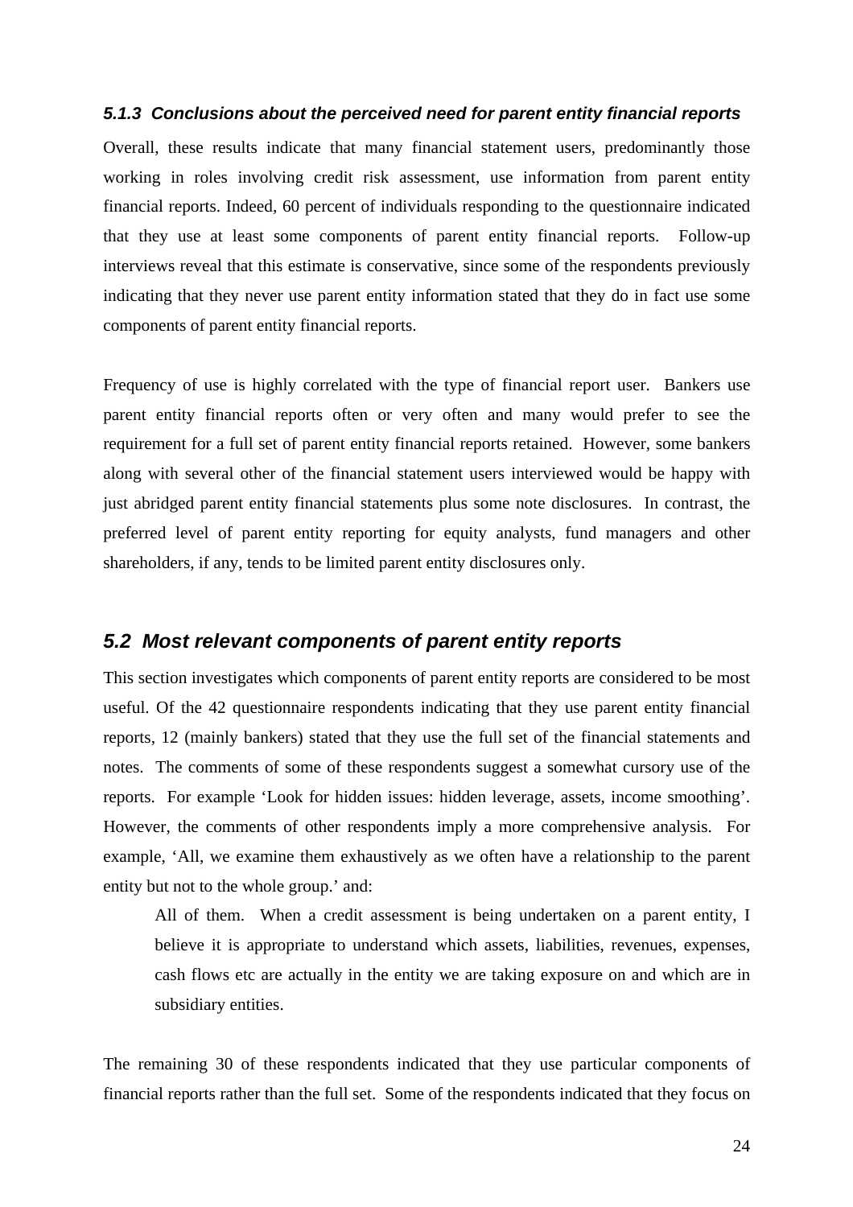#### *5.1.3 Conclusions about the perceived need for parent entity financial reports*

Overall, these results indicate that many financial statement users, predominantly those working in roles involving credit risk assessment, use information from parent entity financial reports. Indeed, 60 percent of individuals responding to the questionnaire indicated that they use at least some components of parent entity financial reports. Follow-up interviews reveal that this estimate is conservative, since some of the respondents previously indicating that they never use parent entity information stated that they do in fact use some components of parent entity financial reports.

Frequency of use is highly correlated with the type of financial report user. Bankers use parent entity financial reports often or very often and many would prefer to see the requirement for a full set of parent entity financial reports retained. However, some bankers along with several other of the financial statement users interviewed would be happy with just abridged parent entity financial statements plus some note disclosures. In contrast, the preferred level of parent entity reporting for equity analysts, fund managers and other shareholders, if any, tends to be limited parent entity disclosures only.

### *5.2 Most relevant components of parent entity reports*

This section investigates which components of parent entity reports are considered to be most useful. Of the 42 questionnaire respondents indicating that they use parent entity financial reports, 12 (mainly bankers) stated that they use the full set of the financial statements and notes. The comments of some of these respondents suggest a somewhat cursory use of the reports. For example 'Look for hidden issues: hidden leverage, assets, income smoothing'. However, the comments of other respondents imply a more comprehensive analysis. For example, 'All, we examine them exhaustively as we often have a relationship to the parent entity but not to the whole group.' and:

> All of them. When a credit assessment is being undertaken on a parent entity, I believe it is appropriate to understand which assets, liabilities, revenues, expenses, cash flows etc are actually in the entity we are taking exposure on and which are in subsidiary entities.

The remaining 30 of these respondents indicated that they use particular components of financial reports rather than the full set. Some of the respondents indicated that they focus on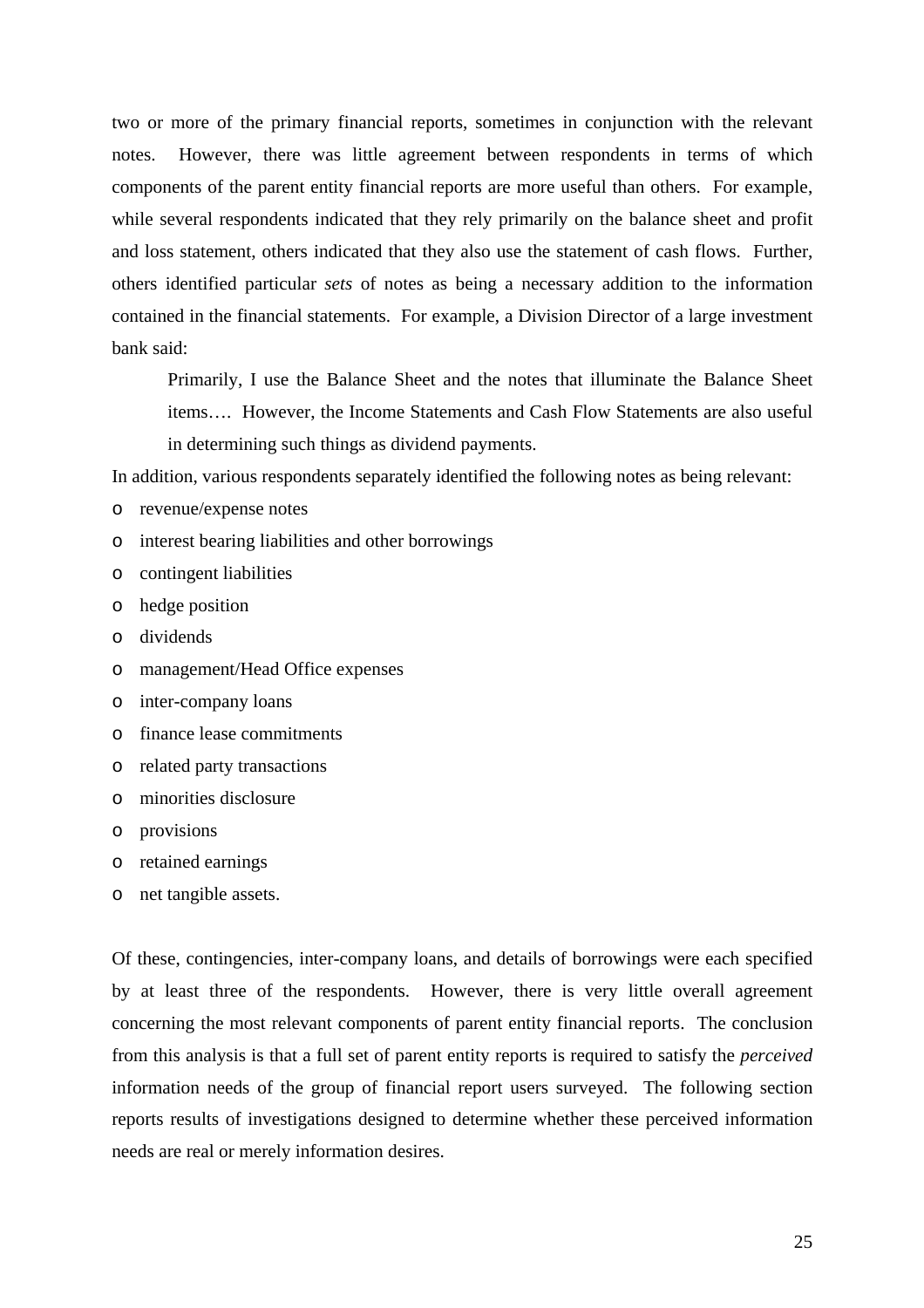two or more of the primary financial reports, sometimes in conjunction with the relevant notes. However, there was little agreement between respondents in terms of which components of the parent entity financial reports are more useful than others. For example, while several respondents indicated that they rely primarily on the balance sheet and profit and loss statement, others indicated that they also use the statement of cash flows. Further, others identified particular *sets* of notes as being a necessary addition to the information contained in the financial statements. For example, a Division Director of a large investment bank said:

> Primarily, I use the Balance Sheet and the notes that illuminate the Balance Sheet items…. However, the Income Statements and Cash Flow Statements are also useful in determining such things as dividend payments.

In addition, various respondents separately identified the following notes as being relevant:

- revenue/expense notes
- interest bearing liabilities and other borrowings
- contingent liabilities
- hedge position
- dividends
- management/Head Office expenses
- inter-company loans
- finance lease commitments
- related party transactions
- minorities disclosure
- provisions
- retained earnings
- net tangible assets.

Of these, contingencies, inter-company loans, and details of borrowings were each specified by at least three of the respondents. However, there is very little overall agreement concerning the most relevant components of parent entity financial reports. The conclusion from this analysis is that a full set of parent entity reports is required to satisfy the *perceived* information needs of the group of financial report users surveyed. The following section reports results of investigations designed to determine whether these perceived information needs are real or merely information desires.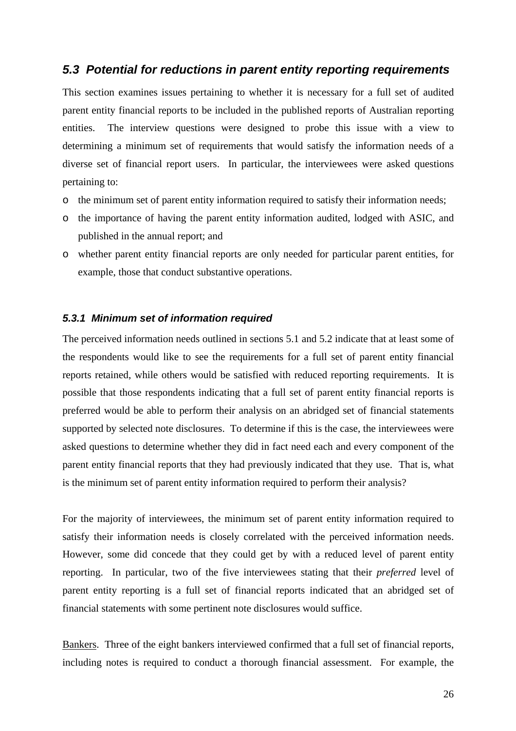## *5.3 Potential for reductions in parent entity reporting requirements*

This section examines issues pertaining to whether it is necessary for a full set of audited parent entity financial reports to be included in the published reports of Australian reporting entities. The interview questions were designed to probe this issue with a view to determining a minimum set of requirements that would satisfy the information needs of a diverse set of financial report users. In particular, the interviewees were asked questions pertaining to:

- the minimum set of parent entity information required to satisfy their information needs;
- the importance of having the parent entity information audited, lodged with ASIC, and published in the annual report; and
- whether parent entity financial reports are only needed for particular parent entities, for example, those that conduct substantive operations.

### *5.3.1 Minimum set of information required*

The perceived information needs outlined in sections 5.1 and 5.2 indicate that at least some of the respondents would like to see the requirements for a full set of parent entity financial reports retained, while others would be satisfied with reduced reporting requirements. It is possible that those respondents indicating that a full set of parent entity financial reports is preferred would be able to perform their analysis on an abridged set of financial statements supported by selected note disclosures. To determine if this is the case, the interviewees were asked questions to determine whether they did in fact need each and every component of the parent entity financial reports that they had previously indicated that they use. That is, what is the minimum set of parent entity information required to perform their analysis?

For the majority of interviewees, the minimum set of parent entity information required to satisfy their information needs is closely correlated with the perceived information needs. However, some did concede that they could get by with a reduced level of parent entity reporting. In particular, two of the five interviewees stating that their *preferred* level of parent entity reporting is a full set of financial reports indicated that an abridged set of financial statements with some pertinent note disclosures would suffice.

Bankers. Three of the eight bankers interviewed confirmed that a full set of financial reports, including notes is required to conduct a thorough financial assessment. For example, the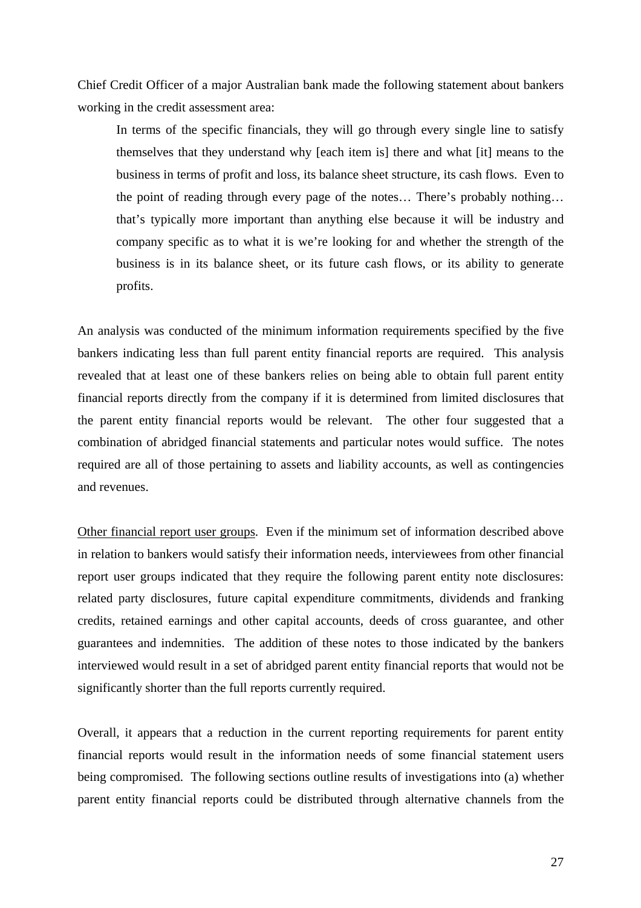Chief Credit Officer of a major Australian bank made the following statement about bankers working in the credit assessment area:

> In terms of the specific financials, they will go through every single line to satisfy themselves that they understand why [each item is] there and what [it] means to the business in terms of profit and loss, its balance sheet structure, its cash flows. Even to the point of reading through every page of the notes… There's probably nothing… that's typically more important than anything else because it will be industry and company specific as to what it is we're looking for and whether the strength of the business is in its balance sheet, or its future cash flows, or its ability to generate profits.

An analysis was conducted of the minimum information requirements specified by the five bankers indicating less than full parent entity financial reports are required. This analysis revealed that at least one of these bankers relies on being able to obtain full parent entity financial reports directly from the company if it is determined from limited disclosures that the parent entity financial reports would be relevant. The other four suggested that a combination of abridged financial statements and particular notes would suffice. The notes required are all of those pertaining to assets and liability accounts, as well as contingencies and revenues.

<u>Other financial report user groups</u>. Even if the minimum set of information described above in relation to bankers would satisfy their information needs, interviewees from other financial report user groups indicated that they require the following parent entity note disclosures: related party disclosures, future capital expenditure commitments, dividends and franking credits, retained earnings and other capital accounts, deeds of cross guarantee, and other guarantees and indemnities. The addition of these notes to those indicated by the bankers interviewed would result in a set of abridged parent entity financial reports that would not be significantly shorter than the full reports currently required.

Overall, it appears that a reduction in the current reporting requirements for parent entity financial reports would result in the information needs of some financial statement users being compromised. The following sections outline results of investigations into (a) whether parent entity financial reports could be distributed through alternative channels from the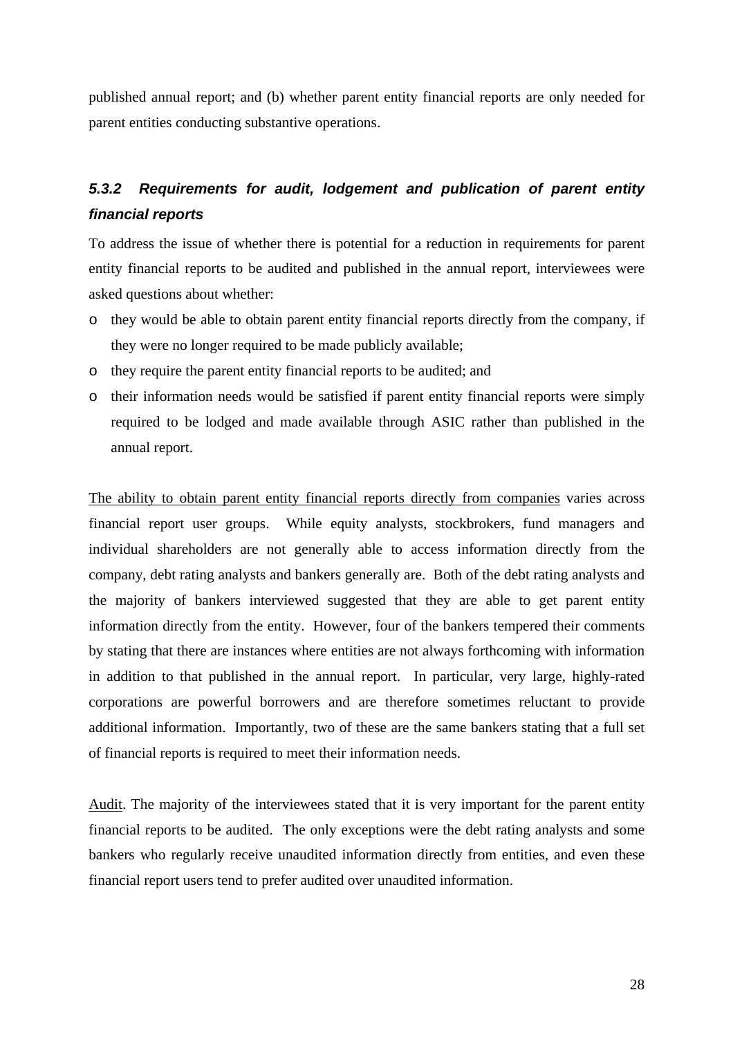published annual report; and (b) whether parent entity financial reports are only needed for parent entities conducting substantive operations.

### *5.3.2 Requirements for audit, lodgement and publication of parent entity financial reports*

To address the issue of whether there is potential for a reduction in requirements for parent entity financial reports to be audited and published in the annual report, interviewees were asked questions about whether:

- they would be able to obtain parent entity financial reports directly from the company, if they were no longer required to be made publicly available;
- they require the parent entity financial reports to be audited; and
- their information needs would be satisfied if parent entity financial reports were simply required to be lodged and made available through ASIC rather than published in the annual report.

<u>The ability to obtain parent entity financial reports directly from companies</u> varies across financial report user groups. While equity analysts, stockbrokers, fund managers and individual shareholders are not generally able to access information directly from the company, debt rating analysts and bankers generally are. Both of the debt rating analysts and the majority of bankers interviewed suggested that they are able to get parent entity information directly from the entity. However, four of the bankers tempered their comments by stating that there are instances where entities are not always forthcoming with information in addition to that published in the annual report. In particular, very large, highly-rated corporations are powerful borrowers and are therefore sometimes reluctant to provide additional information. Importantly, two of these are the same bankers stating that a full set of financial reports is required to meet their information needs.

<u>Audit</u>. The majority of the interviewees stated that it is very important for the parent entity financial reports to be audited. The only exceptions were the debt rating analysts and some bankers who regularly receive unaudited information directly from entities, and even these financial report users tend to prefer audited over unaudited information.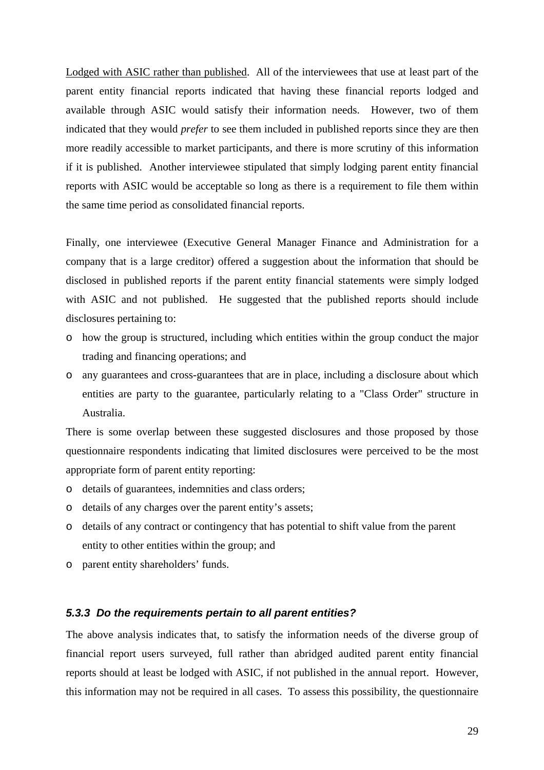<u>Lodged with ASIC rather than published</u>. All of the interviewees that use at least part of the parent entity financial reports indicated that having these financial reports lodged and available through ASIC would satisfy their information needs. However, two of them indicated that they would *prefer* to see them included in published reports since they are then more readily accessible to market participants, and there is more scrutiny of this information if it is published. Another interviewee stipulated that simply lodging parent entity financial reports with ASIC would be acceptable so long as there is a requirement to file them within the same time period as consolidated financial reports.

Finally, one interviewee (Executive General Manager Finance and Administration for a company that is a large creditor) offered a suggestion about the information that should be disclosed in published reports if the parent entity financial statements were simply lodged with ASIC and not published. He suggested that the published reports should include disclosures pertaining to:

- how the group is structured, including which entities within the group conduct the major trading and financing operations; and
- any guarantees and cross-guarantees that are in place, including a disclosure about which entities are party to the guarantee, particularly relating to a "Class Order" structure in Australia.

There is some overlap between these suggested disclosures and those proposed by those questionnaire respondents indicating that limited disclosures were perceived to be the most appropriate form of parent entity reporting:

- details of guarantees, indemnities and class orders;
- details of any charges over the parent entity's assets;
- details of any contract or contingency that has potential to shift value from the parent entity to other entities within the group; and
- parent entity shareholders' funds.

#### *5.3.3 Do the requirements pertain to all parent entities?*

The above analysis indicates that, to satisfy the information needs of the diverse group of financial report users surveyed, full rather than abridged audited parent entity financial reports should at least be lodged with ASIC, if not published in the annual report. However, this information may not be required in all cases. To assess this possibility, the questionnaire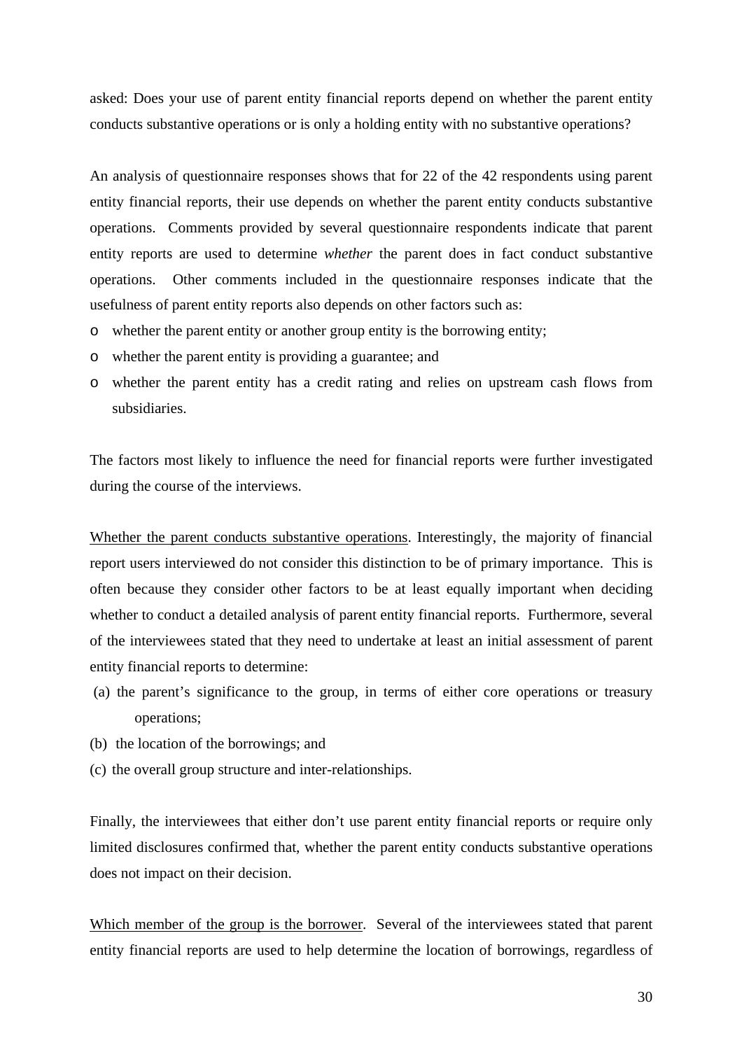asked: Does your use of parent entity financial reports depend on whether the parent entity conducts substantive operations or is only a holding entity with no substantive operations?

An analysis of questionnaire responses shows that for 22 of the 42 respondents using parent entity financial reports, their use depends on whether the parent entity conducts substantive operations. Comments provided by several questionnaire respondents indicate that parent entity reports are used to determine *whether* the parent does in fact conduct substantive operations. Other comments included in the questionnaire responses indicate that the usefulness of parent entity reports also depends on other factors such as:

- whether the parent entity or another group entity is the borrowing entity;
- whether the parent entity is providing a guarantee; and
- whether the parent entity has a credit rating and relies on upstream cash flows from subsidiaries.

The factors most likely to influence the need for financial reports were further investigated during the course of the interviews.

Whether the parent conducts substantive operations. Interestingly, the majority of financial report users interviewed do not consider this distinction to be of primary importance. This is often because they consider other factors to be at least equally important when deciding whether to conduct a detailed analysis of parent entity financial reports. Furthermore, several of the interviewees stated that they need to undertake at least an initial assessment of parent entity financial reports to determine:

(a) the parent's significance to the group, in terms of either core operations or treasury operations;
(b) the location of the borrowings; and
(c) the overall group structure and inter-relationships.

Finally, the interviewees that either don't use parent entity financial reports or require only limited disclosures confirmed that, whether the parent entity conducts substantive operations does not impact on their decision.

Which member of the group is the borrower. Several of the interviewees stated that parent entity financial reports are used to help determine the location of borrowings, regardless of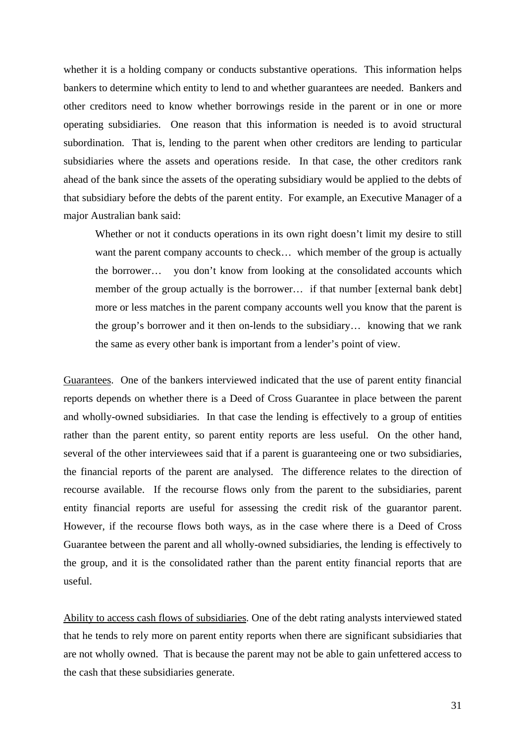whether it is a holding company or conducts substantive operations. This information helps bankers to determine which entity to lend to and whether guarantees are needed. Bankers and other creditors need to know whether borrowings reside in the parent or in one or more operating subsidiaries. One reason that this information is needed is to avoid structural subordination. That is, lending to the parent when other creditors are lending to particular subsidiaries where the assets and operations reside. In that case, the other creditors rank ahead of the bank since the assets of the operating subsidiary would be applied to the debts of that subsidiary before the debts of the parent entity. For example, an Executive Manager of a major Australian bank said:

> Whether or not it conducts operations in its own right doesn't limit my desire to still want the parent company accounts to check… which member of the group is actually the borrower… you don't know from looking at the consolidated accounts which member of the group actually is the borrower… if that number [external bank debt] more or less matches in the parent company accounts well you know that the parent is the group's borrower and it then on-lends to the subsidiary… knowing that we rank the same as every other bank is important from a lender's point of view.

<u>Guarantees</u>. One of the bankers interviewed indicated that the use of parent entity financial reports depends on whether there is a Deed of Cross Guarantee in place between the parent and wholly-owned subsidiaries. In that case the lending is effectively to a group of entities rather than the parent entity, so parent entity reports are less useful. On the other hand, several of the other interviewees said that if a parent is guaranteeing one or two subsidiaries, the financial reports of the parent are analysed. The difference relates to the direction of recourse available. If the recourse flows only from the parent to the subsidiaries, parent entity financial reports are useful for assessing the credit risk of the guarantor parent. However, if the recourse flows both ways, as in the case where there is a Deed of Cross Guarantee between the parent and all wholly-owned subsidiaries, the lending is effectively to the group, and it is the consolidated rather than the parent entity financial reports that are useful.

<u>Ability to access cash flows of subsidiaries</u>. One of the debt rating analysts interviewed stated that he tends to rely more on parent entity reports when there are significant subsidiaries that are not wholly owned. That is because the parent may not be able to gain unfettered access to the cash that these subsidiaries generate.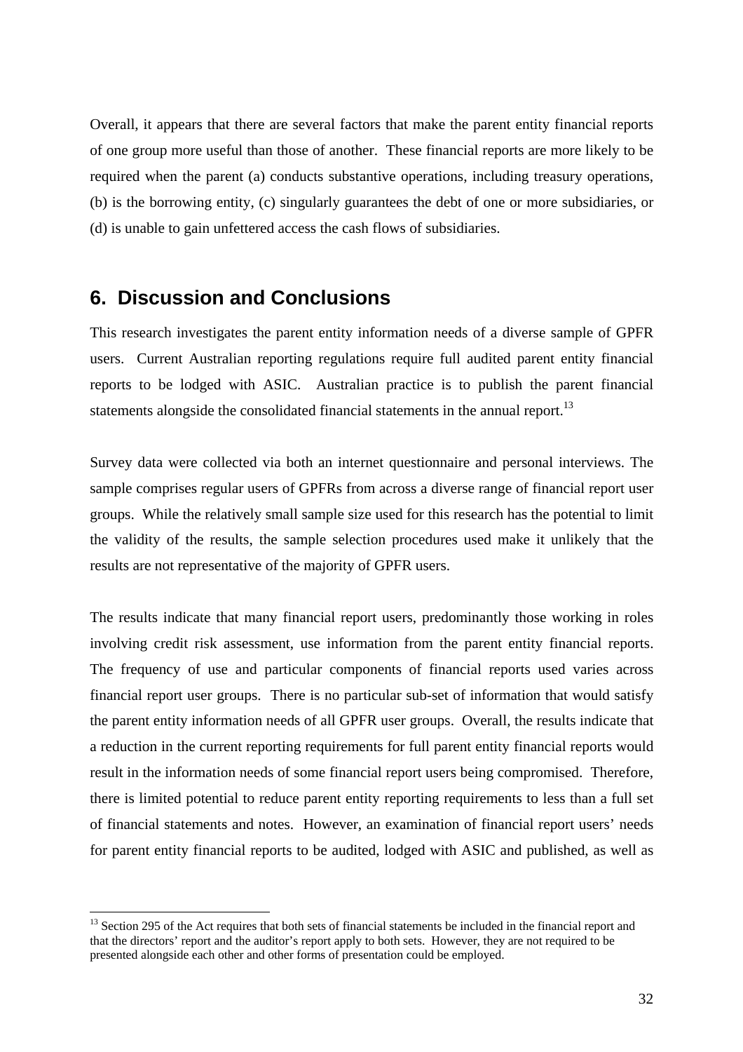Overall, it appears that there are several factors that make the parent entity financial reports of one group more useful than those of another. These financial reports are more likely to be required when the parent (a) conducts substantive operations, including treasury operations, (b) is the borrowing entity, (c) singularly guarantees the debt of one or more subsidiaries, or (d) is unable to gain unfettered access the cash flows of subsidiaries.

## 6. Discussion and Conclusions

This research investigates the parent entity information needs of a diverse sample of GPFR users. Current Australian reporting regulations require full audited parent entity financial reports to be lodged with ASIC. Australian practice is to publish the parent financial statements alongside the consolidated financial statements in the annual report.[13]

Survey data were collected via both an internet questionnaire and personal interviews. The sample comprises regular users of GPFRs from across a diverse range of financial report user groups. While the relatively small sample size used for this research has the potential to limit the validity of the results, the sample selection procedures used make it unlikely that the results are not representative of the majority of GPFR users.

The results indicate that many financial report users, predominantly those working in roles involving credit risk assessment, use information from the parent entity financial reports. The frequency of use and particular components of financial reports used varies across financial report user groups. There is no particular sub-set of information that would satisfy the parent entity information needs of all GPFR user groups. Overall, the results indicate that a reduction in the current reporting requirements for full parent entity financial reports would result in the information needs of some financial report users being compromised. Therefore, there is limited potential to reduce parent entity reporting requirements to less than a full set of financial statements and notes. However, an examination of financial report users' needs for parent entity financial reports to be audited, lodged with ASIC and published, as well as

---

[13] Section 295 of the Act requires that both sets of financial statements be included in the financial report and that the directors' report and the auditor's report apply to both sets. However, they are not required to be presented alongside each other and other forms of presentation could be employed.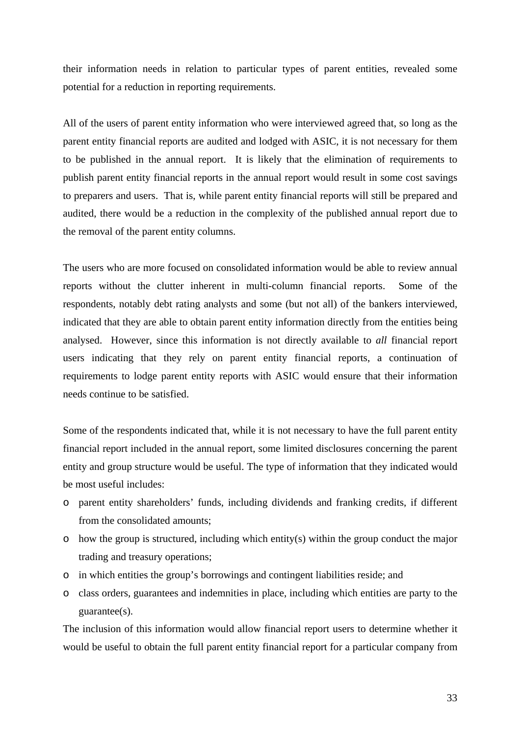their information needs in relation to particular types of parent entities, revealed some potential for a reduction in reporting requirements.

All of the users of parent entity information who were interviewed agreed that, so long as the parent entity financial reports are audited and lodged with ASIC, it is not necessary for them to be published in the annual report. It is likely that the elimination of requirements to publish parent entity financial reports in the annual report would result in some cost savings to preparers and users. That is, while parent entity financial reports will still be prepared and audited, there would be a reduction in the complexity of the published annual report due to the removal of the parent entity columns.

The users who are more focused on consolidated information would be able to review annual reports without the clutter inherent in multi-column financial reports. Some of the respondents, notably debt rating analysts and some (but not all) of the bankers interviewed, indicated that they are able to obtain parent entity information directly from the entities being analysed. However, since this information is not directly available to *all* financial report users indicating that they rely on parent entity financial reports, a continuation of requirements to lodge parent entity reports with ASIC would ensure that their information needs continue to be satisfied.

Some of the respondents indicated that, while it is not necessary to have the full parent entity financial report included in the annual report, some limited disclosures concerning the parent entity and group structure would be useful. The type of information that they indicated would be most useful includes:

- parent entity shareholders' funds, including dividends and franking credits, if different from the consolidated amounts;
- how the group is structured, including which entity(s) within the group conduct the major trading and treasury operations;
- in which entities the group's borrowings and contingent liabilities reside; and
- class orders, guarantees and indemnities in place, including which entities are party to the guarantee(s).

The inclusion of this information would allow financial report users to determine whether it would be useful to obtain the full parent entity financial report for a particular company from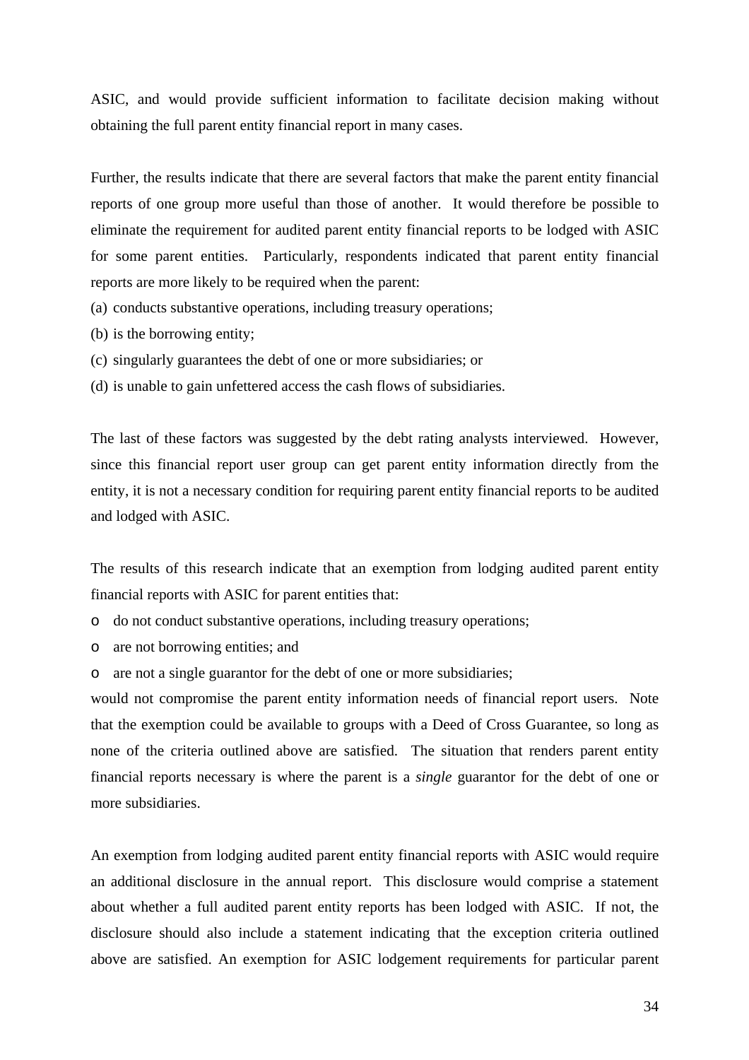ASIC, and would provide sufficient information to facilitate decision making without obtaining the full parent entity financial report in many cases.

Further, the results indicate that there are several factors that make the parent entity financial reports of one group more useful than those of another. It would therefore be possible to eliminate the requirement for audited parent entity financial reports to be lodged with ASIC for some parent entities. Particularly, respondents indicated that parent entity financial reports are more likely to be required when the parent:

(a) conducts substantive operations, including treasury operations;

(b) is the borrowing entity;

(c) singularly guarantees the debt of one or more subsidiaries; or

(d) is unable to gain unfettered access the cash flows of subsidiaries.

The last of these factors was suggested by the debt rating analysts interviewed. However, since this financial report user group can get parent entity information directly from the entity, it is not a necessary condition for requiring parent entity financial reports to be audited and lodged with ASIC.

The results of this research indicate that an exemption from lodging audited parent entity financial reports with ASIC for parent entities that:

- do not conduct substantive operations, including treasury operations;
- are not borrowing entities; and
- are not a single guarantor for the debt of one or more subsidiaries;

would not compromise the parent entity information needs of financial report users. Note that the exemption could be available to groups with a Deed of Cross Guarantee, so long as none of the criteria outlined above are satisfied. The situation that renders parent entity financial reports necessary is where the parent is a *single* guarantor for the debt of one or more subsidiaries.

An exemption from lodging audited parent entity financial reports with ASIC would require an additional disclosure in the annual report. This disclosure would comprise a statement about whether a full audited parent entity reports has been lodged with ASIC. If not, the disclosure should also include a statement indicating that the exception criteria outlined above are satisfied. An exemption for ASIC lodgement requirements for particular parent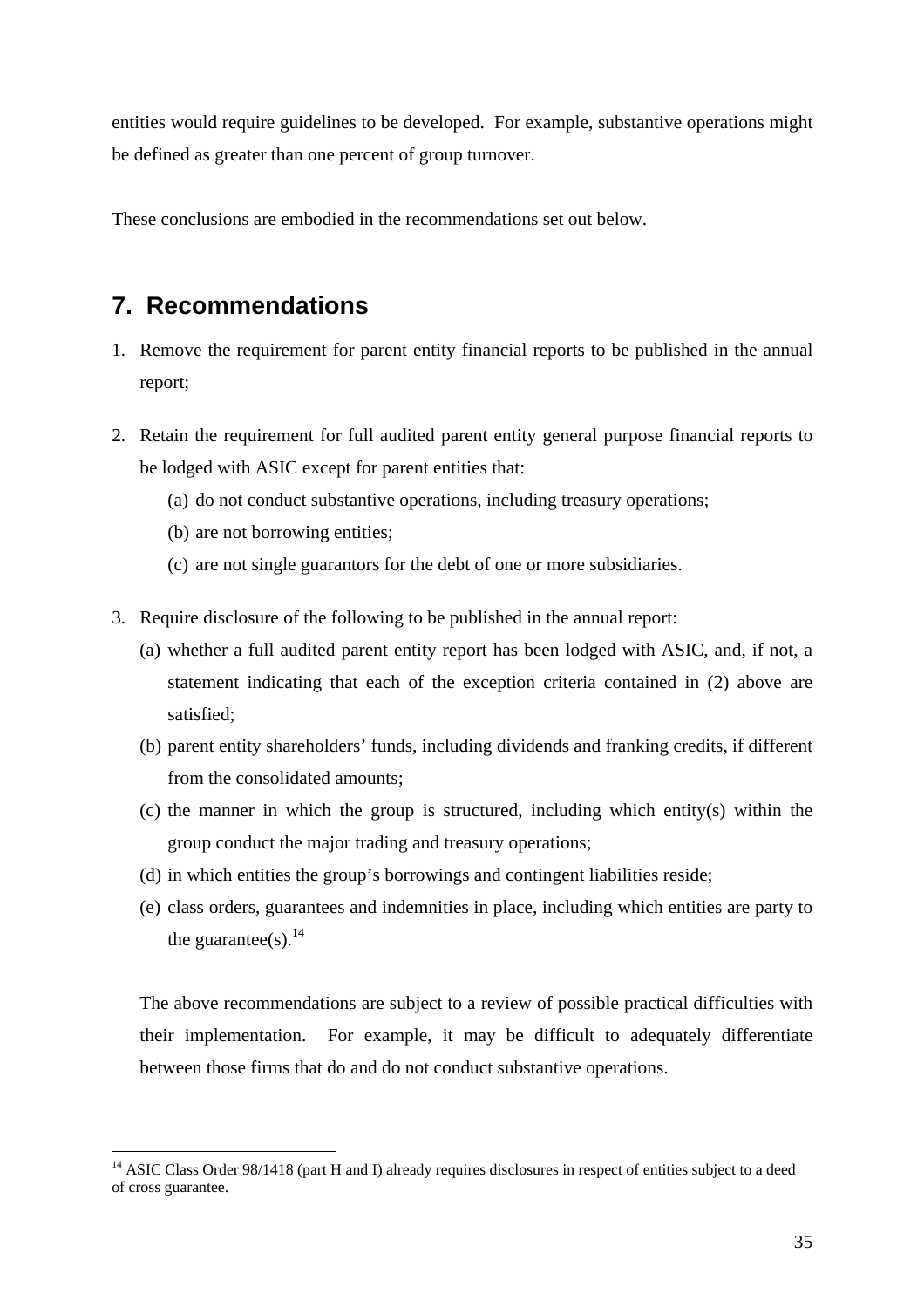entities would require guidelines to be developed. For example, substantive operations might be defined as greater than one percent of group turnover.

These conclusions are embodied in the recommendations set out below.

## 7. Recommendations

1. Remove the requirement for parent entity financial reports to be published in the annual report;

2. Retain the requirement for full audited parent entity general purpose financial reports to be lodged with ASIC except for parent entities that:
   (a) do not conduct substantive operations, including treasury operations;
   (b) are not borrowing entities;
   (c) are not single guarantors for the debt of one or more subsidiaries.

3. Require disclosure of the following to be published in the annual report:
   (a) whether a full audited parent entity report has been lodged with ASIC, and, if not, a statement indicating that each of the exception criteria contained in (2) above are satisfied;
   (b) parent entity shareholders' funds, including dividends and franking credits, if different from the consolidated amounts;
   (c) the manner in which the group is structured, including which entity(s) within the group conduct the major trading and treasury operations;
   (d) in which entities the group's borrowings and contingent liabilities reside;
   (e) class orders, guarantees and indemnities in place, including which entities are party to the guarantee(s).[14]

   The above recommendations are subject to a review of possible practical difficulties with their implementation. For example, it may be difficult to adequately differentiate between those firms that do and do not conduct substantive operations.

[14] ASIC Class Order 98/1418 (part H and I) already requires disclosures in respect of entities subject to a deed of cross guarantee.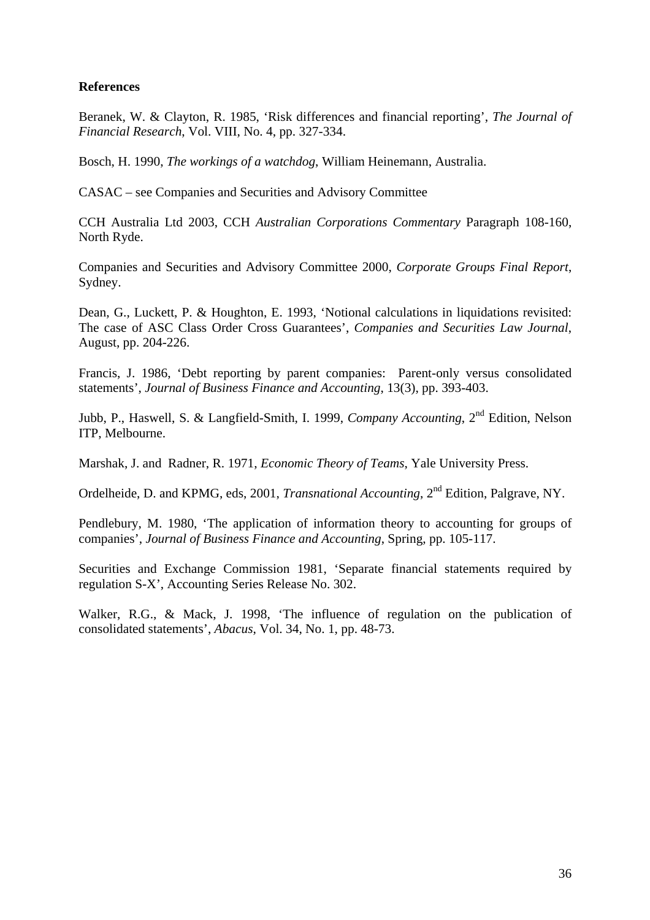**References**

Beranek, W. & Clayton, R. 1985, 'Risk differences and financial reporting', *The Journal of Financial Research*, Vol. VIII, No. 4, pp. 327-334.

Bosch, H. 1990, *The workings of a watchdog*, William Heinemann, Australia.

CASAC – see Companies and Securities and Advisory Committee

CCH Australia Ltd 2003, CCH *Australian Corporations Commentary* Paragraph 108-160, North Ryde.

Companies and Securities and Advisory Committee 2000, *Corporate Groups Final Report*, Sydney.

Dean, G., Luckett, P. & Houghton, E. 1993, 'Notional calculations in liquidations revisited: The case of ASC Class Order Cross Guarantees', *Companies and Securities Law Journal*, August, pp. 204-226.

Francis, J. 1986, 'Debt reporting by parent companies: Parent-only versus consolidated statements', *Journal of Business Finance and Accounting*, 13(3), pp. 393-403.

Jubb, P., Haswell, S. & Langfield-Smith, I. 1999, *Company Accounting*, 2nd Edition, Nelson ITP, Melbourne.

Marshak, J. and Radner, R. 1971, *Economic Theory of Teams*, Yale University Press.

Ordelheide, D. and KPMG, eds, 2001, *Transnational Accounting*, 2nd Edition, Palgrave, NY.

Pendlebury, M. 1980, 'The application of information theory to accounting for groups of companies', *Journal of Business Finance and Accounting*, Spring, pp. 105-117.

Securities and Exchange Commission 1981, 'Separate financial statements required by regulation S-X', Accounting Series Release No. 302.

Walker, R.G., & Mack, J. 1998, 'The influence of regulation on the publication of consolidated statements', *Abacus*, Vol. 34, No. 1, pp. 48-73.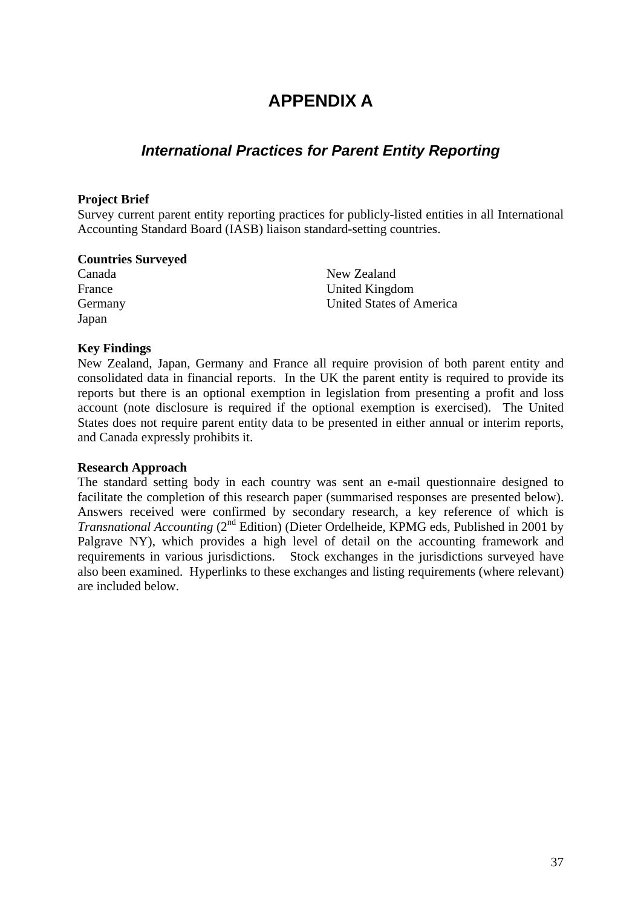# APPENDIX A

## *International Practices for Parent Entity Reporting*

**Project Brief**

Survey current parent entity reporting practices for publicly-listed entities in all International Accounting Standard Board (IASB) liaison standard-setting countries.

**Countries Surveyed**

Canada
France
Germany
Japan
New Zealand
United Kingdom
United States of America

**Key Findings**

New Zealand, Japan, Germany and France all require provision of both parent entity and consolidated data in financial reports. In the UK the parent entity is required to provide its reports but there is an optional exemption in legislation from presenting a profit and loss account (note disclosure is required if the optional exemption is exercised). The United States does not require parent entity data to be presented in either annual or interim reports, and Canada expressly prohibits it.

**Research Approach**

The standard setting body in each country was sent an e-mail questionnaire designed to facilitate the completion of this research paper (summarised responses are presented below). Answers received were confirmed by secondary research, a key reference of which is *Transnational Accounting* (2nd Edition) (Dieter Ordelheide, KPMG eds, Published in 2001 by Palgrave NY), which provides a high level of detail on the accounting framework and requirements in various jurisdictions. Stock exchanges in the jurisdictions surveyed have also been examined. Hyperlinks to these exchanges and listing requirements (where relevant) are included below.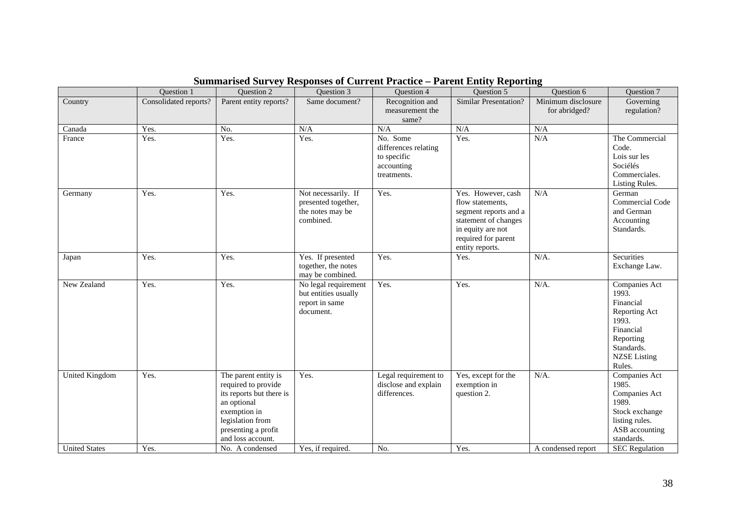## Summarised Survey Responses of Current Practice – Parent Entity Reporting

| | Question 1 | Question 2 | Question 3 | Question 4 | Question 5 | Question 6 | Question 7 |
|---|---|---|---|---|---|---|---|
| Country | Consolidated reports? | Parent entity reports? | Same document? | Recognition and measurement the same? | Similar Presentation? | Minimum disclosure for abridged? | Governing regulation? |
| Canada | Yes. | No. | N/A | N/A | N/A | N/A | |
| France | Yes. | Yes. | Yes. | No. Some differences relating to specific accounting treatments. | Yes. | N/A | The Commercial Code. Lois sur les Sociélés Commerciales. Listing Rules. |
| Germany | Yes. | Yes. | Not necessarily. If presented together, the notes may be combined. | Yes. | Yes. However, cash flow statements, segment reports and a statement of changes in equity are not required for parent entity reports. | N/A | German Commercial Code and German Accounting Standards. |
| Japan | Yes. | Yes. | Yes. If presented together, the notes may be combined. | Yes. | Yes. | N/A. | Securities Exchange Law. |
| New Zealand | Yes. | Yes. | No legal requirement but entities usually report in same document. | Yes. | Yes. | N/A. | Companies Act 1993. Financial Reporting Act 1993. Financial Reporting Standards. NZSE Listing Rules. |
| United Kingdom | Yes. | The parent entity is required to provide its reports but there is an optional exemption in legislation from presenting a profit and loss account. | Yes. | Legal requirement to disclose and explain differences. | Yes, except for the exemption in question 2. | N/A. | Companies Act 1985. Companies Act 1989. Stock exchange listing rules. ASB accounting standards. |
| United States | Yes. | No. A condensed | Yes, if required. | No. | Yes. | A condensed report | SEC Regulation |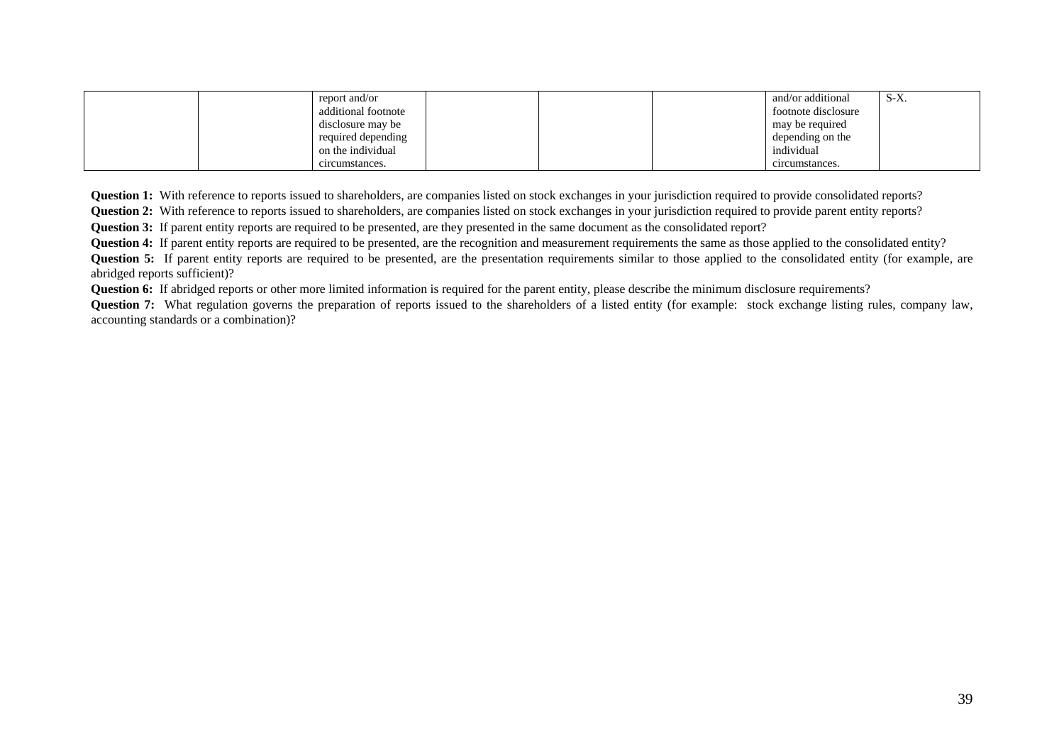|  |  | report and/or additional footnote disclosure may be required depending on the individual circumstances. |  |  |  | and/or additional footnote disclosure may be required depending on the individual circumstances. | S-X. |
|---|---|---|---|---|---|---|---|

**Question 1:** With reference to reports issued to shareholders, are companies listed on stock exchanges in your jurisdiction required to provide consolidated reports?

**Question 2:** With reference to reports issued to shareholders, are companies listed on stock exchanges in your jurisdiction required to provide parent entity reports?

**Question 3:** If parent entity reports are required to be presented, are they presented in the same document as the consolidated report?

**Question 4:** If parent entity reports are required to be presented, are the recognition and measurement requirements the same as those applied to the consolidated entity?

**Question 5:** If parent entity reports are required to be presented, are the presentation requirements similar to those applied to the consolidated entity (for example, are abridged reports sufficient)?

**Question 6:** If abridged reports or other more limited information is required for the parent entity, please describe the minimum disclosure requirements?

**Question 7:** What regulation governs the preparation of reports issued to the shareholders of a listed entity (for example: stock exchange listing rules, company law, accounting standards or a combination)?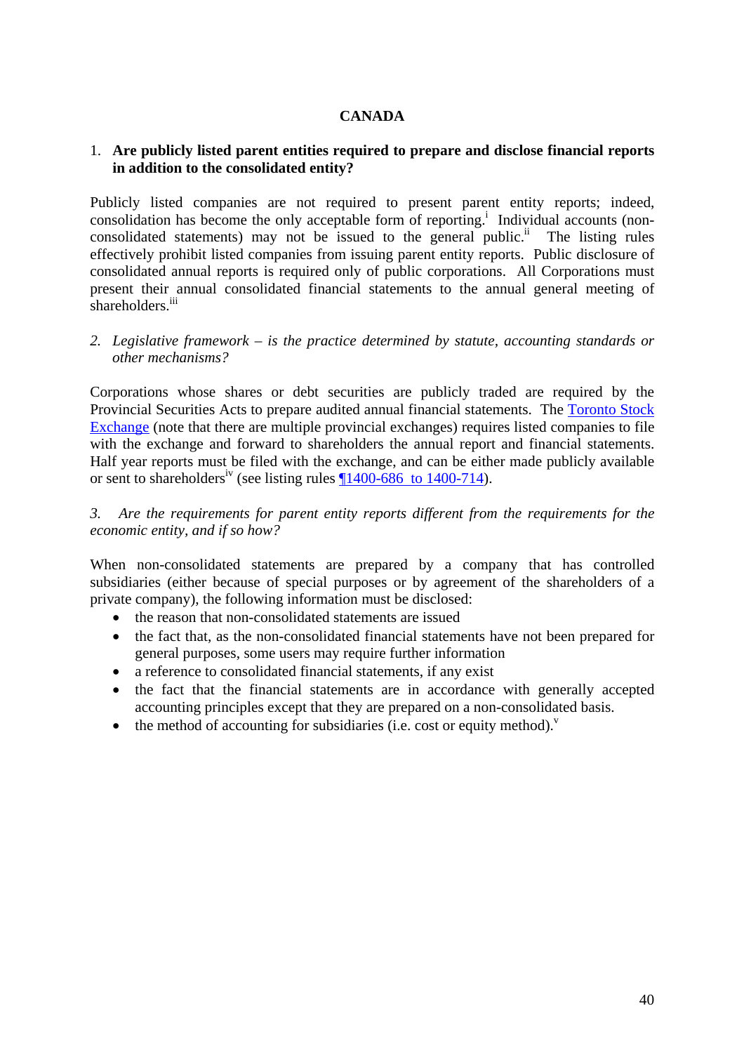**CANADA**

1. **Are publicly listed parent entities required to prepare and disclose financial reports in addition to the consolidated entity?**

Publicly listed companies are not required to present parent entity reports; indeed, consolidation has become the only acceptable form of reporting.[i] Individual accounts (non-consolidated statements) may not be issued to the general public.[ii] The listing rules effectively prohibit listed companies from issuing parent entity reports. Public disclosure of consolidated annual reports is required only of public corporations. All Corporations must present their annual consolidated financial statements to the annual general meeting of shareholders.[iii]

2. *Legislative framework – is the practice determined by statute, accounting standards or other mechanisms?*

Corporations whose shares or debt securities are publicly traded are required by the Provincial Securities Acts to prepare audited annual financial statements. The Toronto Stock Exchange (note that there are multiple provincial exchanges) requires listed companies to file with the exchange and forward to shareholders the annual report and financial statements. Half year reports must be filed with the exchange, and can be either made publicly available or sent to shareholders[iv] (see listing rules ¶1400-686 to 1400-714).

3. *Are the requirements for parent entity reports different from the requirements for the economic entity, and if so how?*

When non-consolidated statements are prepared by a company that has controlled subsidiaries (either because of special purposes or by agreement of the shareholders of a private company), the following information must be disclosed:

- the reason that non-consolidated statements are issued
- the fact that, as the non-consolidated financial statements have not been prepared for general purposes, some users may require further information
- a reference to consolidated financial statements, if any exist
- the fact that the financial statements are in accordance with generally accepted accounting principles except that they are prepared on a non-consolidated basis.
- the method of accounting for subsidiaries (i.e. cost or equity method).[v]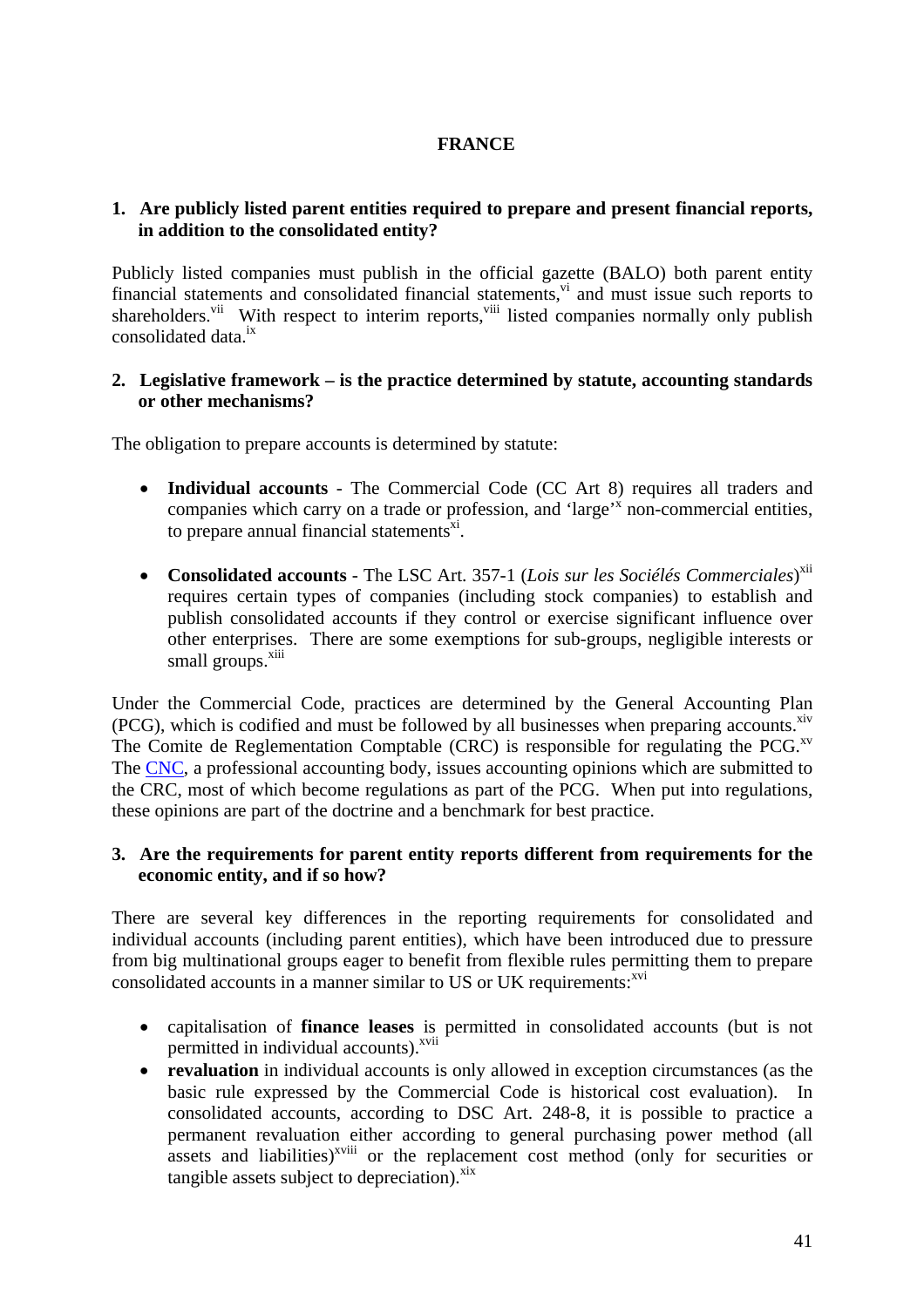# FRANCE

## 1. Are publicly listed parent entities required to prepare and present financial reports, in addition to the consolidated entity?

Publicly listed companies must publish in the official gazette (BALO) both parent entity financial statements and consolidated financial statements,[vi] and must issue such reports to shareholders.[vii] With respect to interim reports,[viii] listed companies normally only publish consolidated data.[ix]

## 2. Legislative framework – is the practice determined by statute, accounting standards or other mechanisms?

The obligation to prepare accounts is determined by statute:

- **Individual accounts** - The Commercial Code (CC Art 8) requires all traders and companies which carry on a trade or profession, and 'large'[x] non-commercial entities, to prepare annual financial statements[xi].

- **Consolidated accounts** - The LSC Art. 357-1 (*Lois sur les Sociélés Commerciales*)[xii] requires certain types of companies (including stock companies) to establish and publish consolidated accounts if they control or exercise significant influence over other enterprises. There are some exemptions for sub-groups, negligible interests or small groups.[xiii]

Under the Commercial Code, practices are determined by the General Accounting Plan (PCG), which is codified and must be followed by all businesses when preparing accounts.[xiv] The Comite de Reglementation Comptable (CRC) is responsible for regulating the PCG.[xv] The CNC, a professional accounting body, issues accounting opinions which are submitted to the CRC, most of which become regulations as part of the PCG. When put into regulations, these opinions are part of the doctrine and a benchmark for best practice.

## 3. Are the requirements for parent entity reports different from requirements for the economic entity, and if so how?

There are several key differences in the reporting requirements for consolidated and individual accounts (including parent entities), which have been introduced due to pressure from big multinational groups eager to benefit from flexible rules permitting them to prepare consolidated accounts in a manner similar to US or UK requirements:[xvi]

- capitalisation of **finance leases** is permitted in consolidated accounts (but is not permitted in individual accounts).[xvii]
- **revaluation** in individual accounts is only allowed in exception circumstances (as the basic rule expressed by the Commercial Code is historical cost evaluation). In consolidated accounts, according to DSC Art. 248-8, it is possible to practice a permanent revaluation either according to general purchasing power method (all assets and liabilities)[xviii] or the replacement cost method (only for securities or tangible assets subject to depreciation).[xix]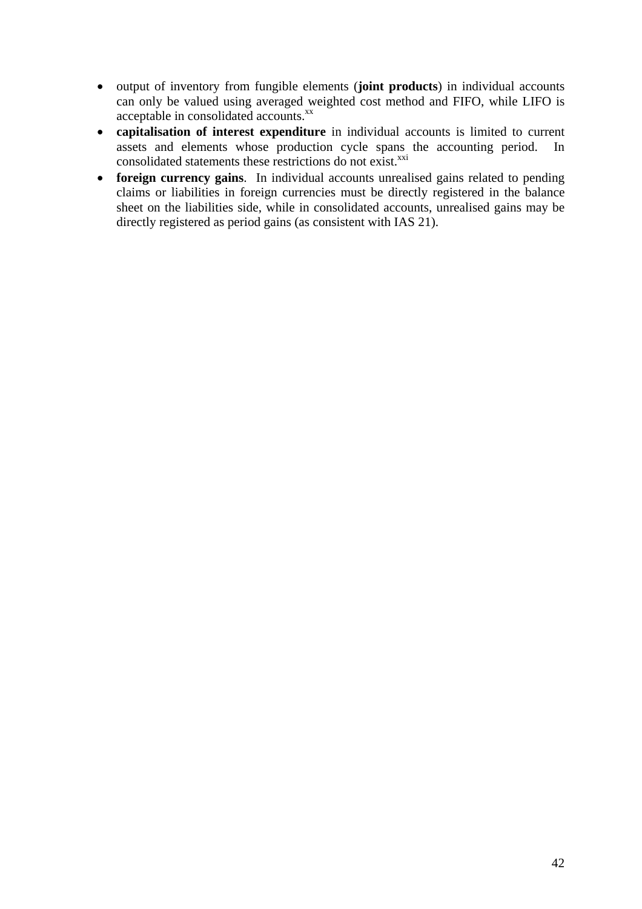- output of inventory from fungible elements (**joint products**) in individual accounts can only be valued using averaged weighted cost method and FIFO, while LIFO is acceptable in consolidated accounts.[xx]
- **capitalisation of interest expenditure** in individual accounts is limited to current assets and elements whose production cycle spans the accounting period. In consolidated statements these restrictions do not exist.[xxi]
- **foreign currency gains**. In individual accounts unrealised gains related to pending claims or liabilities in foreign currencies must be directly registered in the balance sheet on the liabilities side, while in consolidated accounts, unrealised gains may be directly registered as period gains (as consistent with IAS 21).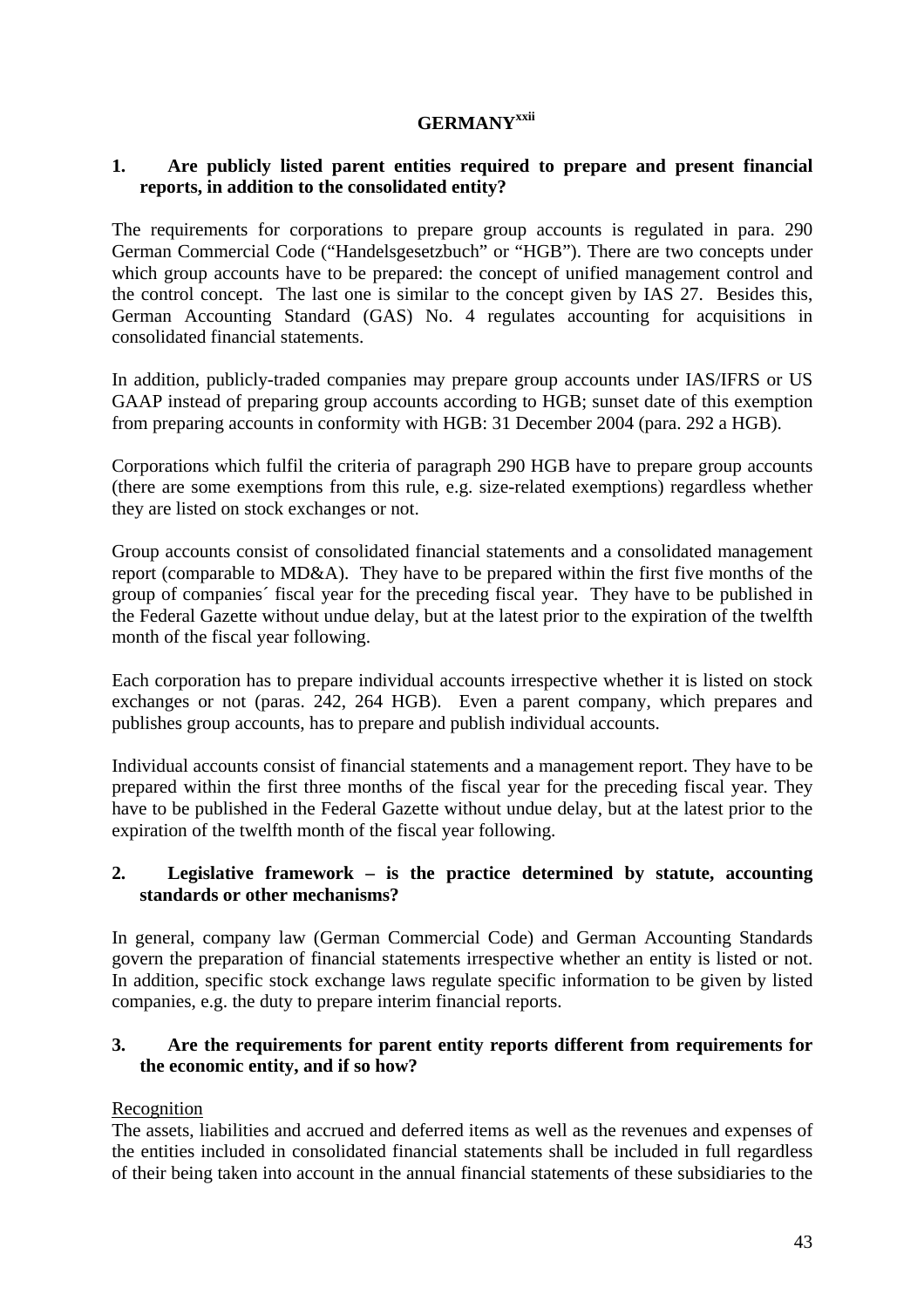## GERMANY[xxii]

**1. Are publicly listed parent entities required to prepare and present financial reports, in addition to the consolidated entity?**

The requirements for corporations to prepare group accounts is regulated in para. 290 German Commercial Code ("Handelsgesetzbuch" or "HGB"). There are two concepts under which group accounts have to be prepared: the concept of unified management control and the control concept. The last one is similar to the concept given by IAS 27. Besides this, German Accounting Standard (GAS) No. 4 regulates accounting for acquisitions in consolidated financial statements.

In addition, publicly-traded companies may prepare group accounts under IAS/IFRS or US GAAP instead of preparing group accounts according to HGB; sunset date of this exemption from preparing accounts in conformity with HGB: 31 December 2004 (para. 292 a HGB).

Corporations which fulfil the criteria of paragraph 290 HGB have to prepare group accounts (there are some exemptions from this rule, e.g. size-related exemptions) regardless whether they are listed on stock exchanges or not.

Group accounts consist of consolidated financial statements and a consolidated management report (comparable to MD&A). They have to be prepared within the first five months of the group of companies´ fiscal year for the preceding fiscal year. They have to be published in the Federal Gazette without undue delay, but at the latest prior to the expiration of the twelfth month of the fiscal year following.

Each corporation has to prepare individual accounts irrespective whether it is listed on stock exchanges or not (paras. 242, 264 HGB). Even a parent company, which prepares and publishes group accounts, has to prepare and publish individual accounts.

Individual accounts consist of financial statements and a management report. They have to be prepared within the first three months of the fiscal year for the preceding fiscal year. They have to be published in the Federal Gazette without undue delay, but at the latest prior to the expiration of the twelfth month of the fiscal year following.

**2. Legislative framework – is the practice determined by statute, accounting standards or other mechanisms?**

In general, company law (German Commercial Code) and German Accounting Standards govern the preparation of financial statements irrespective whether an entity is listed or not. In addition, specific stock exchange laws regulate specific information to be given by listed companies, e.g. the duty to prepare interim financial reports.

**3. Are the requirements for parent entity reports different from requirements for the economic entity, and if so how?**

Recognition

The assets, liabilities and accrued and deferred items as well as the revenues and expenses of the entities included in consolidated financial statements shall be included in full regardless of their being taken into account in the annual financial statements of these subsidiaries to the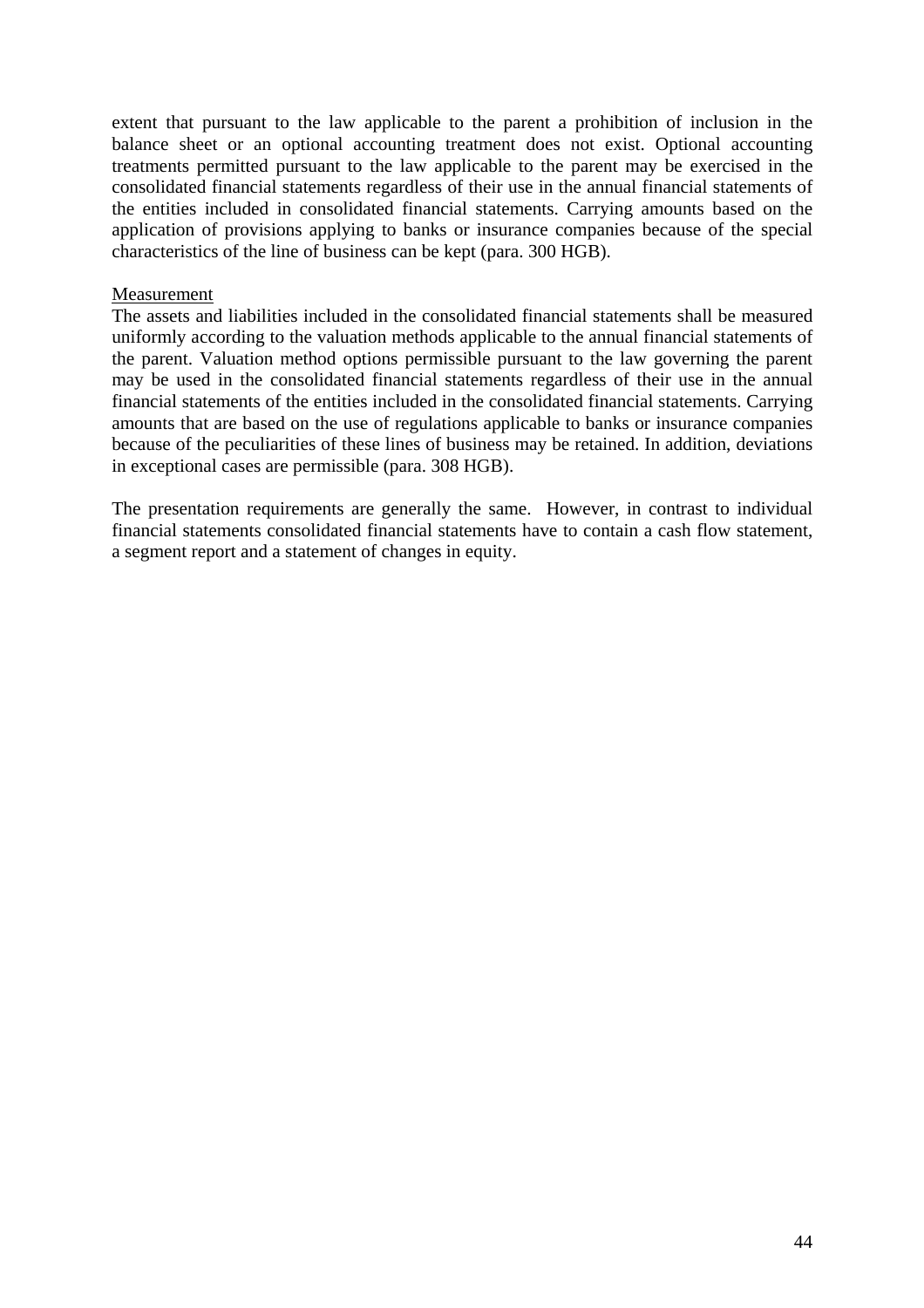extent that pursuant to the law applicable to the parent a prohibition of inclusion in the balance sheet or an optional accounting treatment does not exist. Optional accounting treatments permitted pursuant to the law applicable to the parent may be exercised in the consolidated financial statements regardless of their use in the annual financial statements of the entities included in consolidated financial statements. Carrying amounts based on the application of provisions applying to banks or insurance companies because of the special characteristics of the line of business can be kept (para. 300 HGB).

<u>Measurement</u>

The assets and liabilities included in the consolidated financial statements shall be measured uniformly according to the valuation methods applicable to the annual financial statements of the parent. Valuation method options permissible pursuant to the law governing the parent may be used in the consolidated financial statements regardless of their use in the annual financial statements of the entities included in the consolidated financial statements. Carrying amounts that are based on the use of regulations applicable to banks or insurance companies because of the peculiarities of these lines of business may be retained. In addition, deviations in exceptional cases are permissible (para. 308 HGB).

The presentation requirements are generally the same. However, in contrast to individual financial statements consolidated financial statements have to contain a cash flow statement, a segment report and a statement of changes in equity.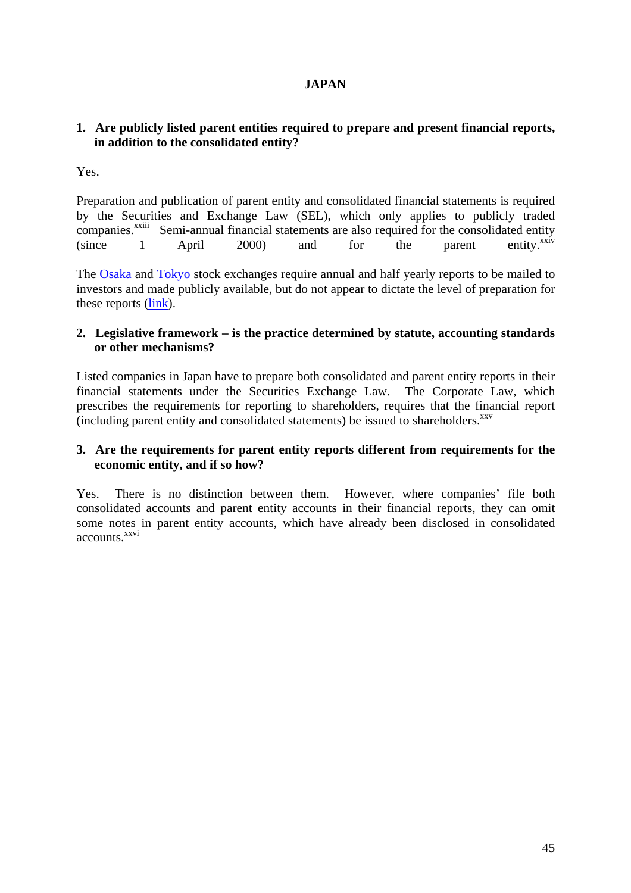# JAPAN

**1. Are publicly listed parent entities required to prepare and present financial reports, in addition to the consolidated entity?**

Yes.

Preparation and publication of parent entity and consolidated financial statements is required by the Securities and Exchange Law (SEL), which only applies to publicly traded companies.[xxiii] Semi-annual financial statements are also required for the consolidated entity (since 1 April 2000) and for the parent entity.[xxiv]

The Osaka and Tokyo stock exchanges require annual and half yearly reports to be mailed to investors and made publicly available, but do not appear to dictate the level of preparation for these reports (link).

**2. Legislative framework – is the practice determined by statute, accounting standards or other mechanisms?**

Listed companies in Japan have to prepare both consolidated and parent entity reports in their financial statements under the Securities Exchange Law. The Corporate Law, which prescribes the requirements for reporting to shareholders, requires that the financial report (including parent entity and consolidated statements) be issued to shareholders.[xxv]

**3. Are the requirements for parent entity reports different from requirements for the economic entity, and if so how?**

Yes. There is no distinction between them. However, where companies' file both consolidated accounts and parent entity accounts in their financial reports, they can omit some notes in parent entity accounts, which have already been disclosed in consolidated accounts.[xxvi]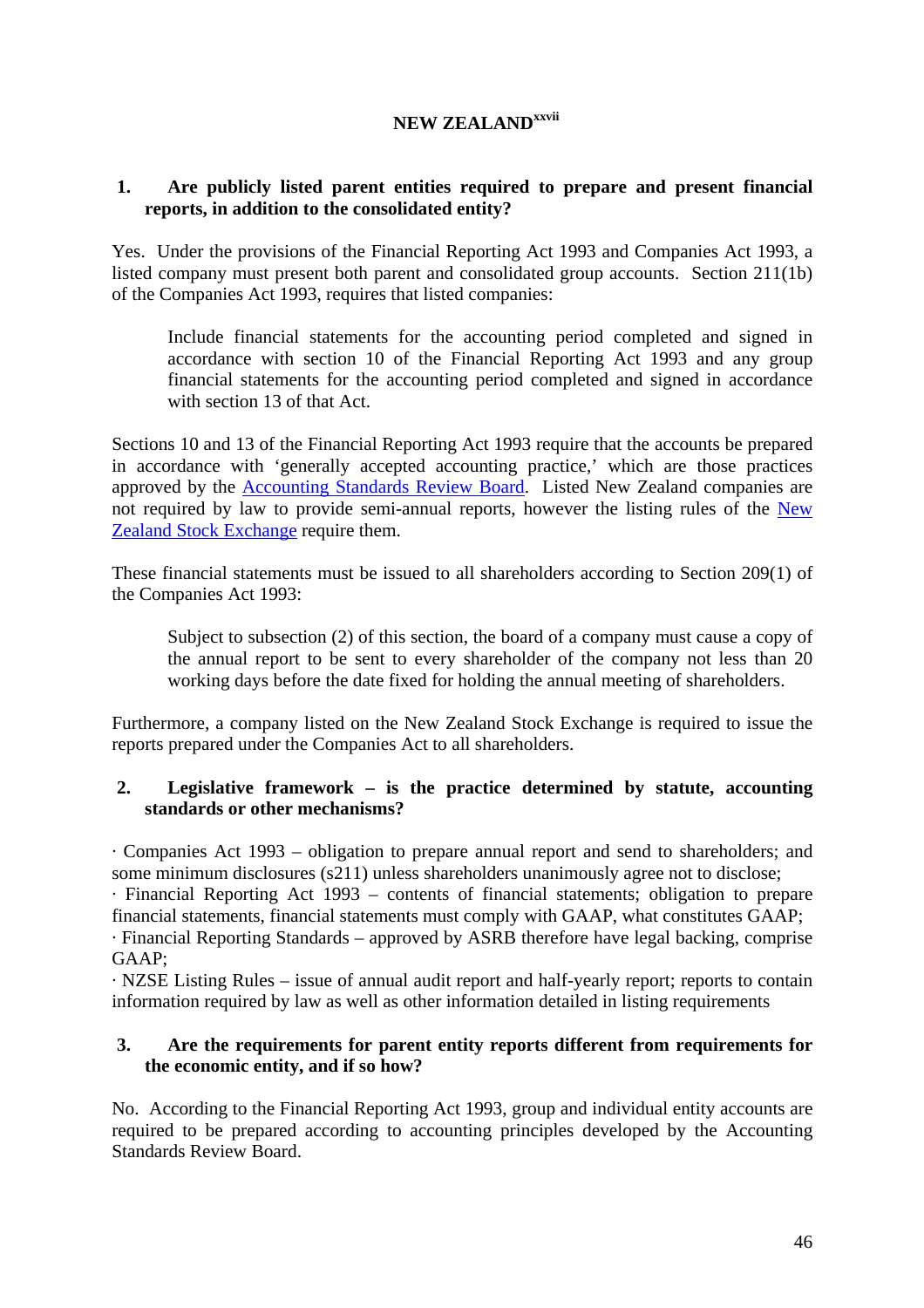## NEW ZEALAND[xxvii]

**1. Are publicly listed parent entities required to prepare and present financial reports, in addition to the consolidated entity?**

Yes. Under the provisions of the Financial Reporting Act 1993 and Companies Act 1993, a listed company must present both parent and consolidated group accounts. Section 211(1b) of the Companies Act 1993, requires that listed companies:

> Include financial statements for the accounting period completed and signed in accordance with section 10 of the Financial Reporting Act 1993 and any group financial statements for the accounting period completed and signed in accordance with section 13 of that Act.

Sections 10 and 13 of the Financial Reporting Act 1993 require that the accounts be prepared in accordance with 'generally accepted accounting practice,' which are those practices approved by the Accounting Standards Review Board. Listed New Zealand companies are not required by law to provide semi-annual reports, however the listing rules of the New Zealand Stock Exchange require them.

These financial statements must be issued to all shareholders according to Section 209(1) of the Companies Act 1993:

> Subject to subsection (2) of this section, the board of a company must cause a copy of the annual report to be sent to every shareholder of the company not less than 20 working days before the date fixed for holding the annual meeting of shareholders.

Furthermore, a company listed on the New Zealand Stock Exchange is required to issue the reports prepared under the Companies Act to all shareholders.

**2. Legislative framework – is the practice determined by statute, accounting standards or other mechanisms?**

· Companies Act 1993 – obligation to prepare annual report and send to shareholders; and some minimum disclosures (s211) unless shareholders unanimously agree not to disclose;
· Financial Reporting Act 1993 – contents of financial statements; obligation to prepare financial statements, financial statements must comply with GAAP, what constitutes GAAP;
· Financial Reporting Standards – approved by ASRB therefore have legal backing, comprise GAAP;
· NZSE Listing Rules – issue of annual audit report and half-yearly report; reports to contain information required by law as well as other information detailed in listing requirements

**3. Are the requirements for parent entity reports different from requirements for the economic entity, and if so how?**

No. According to the Financial Reporting Act 1993, group and individual entity accounts are required to be prepared according to accounting principles developed by the Accounting Standards Review Board.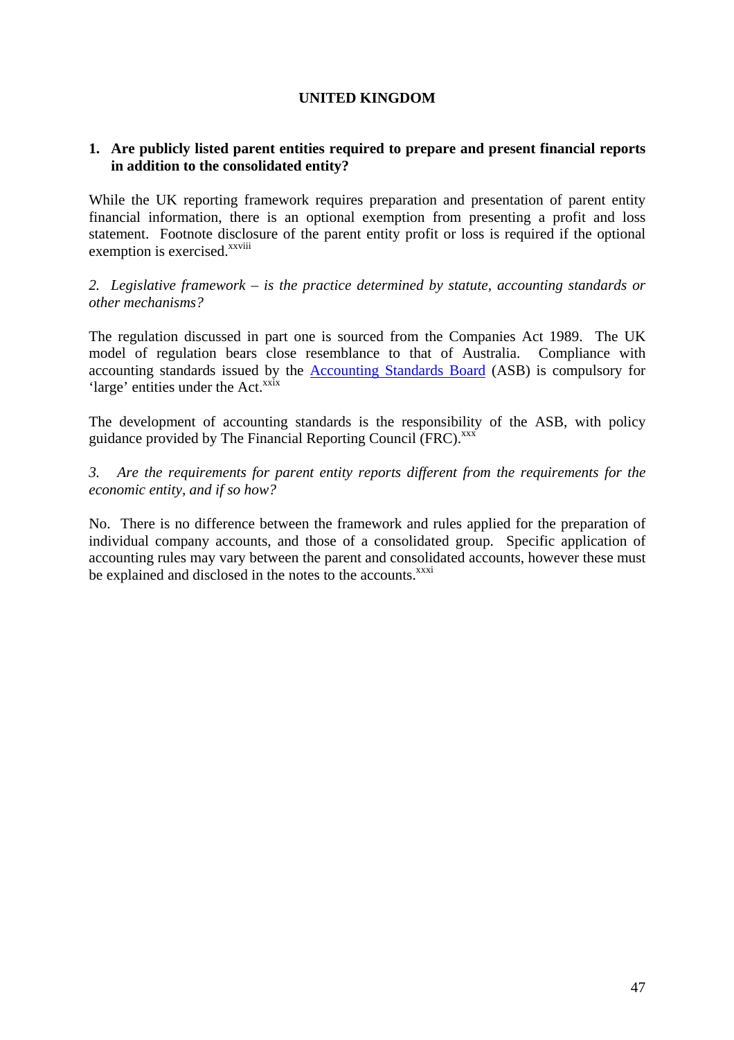## UNITED KINGDOM

**1. Are publicly listed parent entities required to prepare and present financial reports in addition to the consolidated entity?**

While the UK reporting framework requires preparation and presentation of parent entity financial information, there is an optional exemption from presenting a profit and loss statement. Footnote disclosure of the parent entity profit or loss is required if the optional exemption is exercised.[xxviii]

*2. Legislative framework – is the practice determined by statute, accounting standards or other mechanisms?*

The regulation discussed in part one is sourced from the Companies Act 1989. The UK model of regulation bears close resemblance to that of Australia. Compliance with accounting standards issued by the Accounting Standards Board (ASB) is compulsory for 'large' entities under the Act.[xxix]

The development of accounting standards is the responsibility of the ASB, with policy guidance provided by The Financial Reporting Council (FRC).[xxx]

*3. Are the requirements for parent entity reports different from the requirements for the economic entity, and if so how?*

No. There is no difference between the framework and rules applied for the preparation of individual company accounts, and those of a consolidated group. Specific application of accounting rules may vary between the parent and consolidated accounts, however these must be explained and disclosed in the notes to the accounts.[xxxi]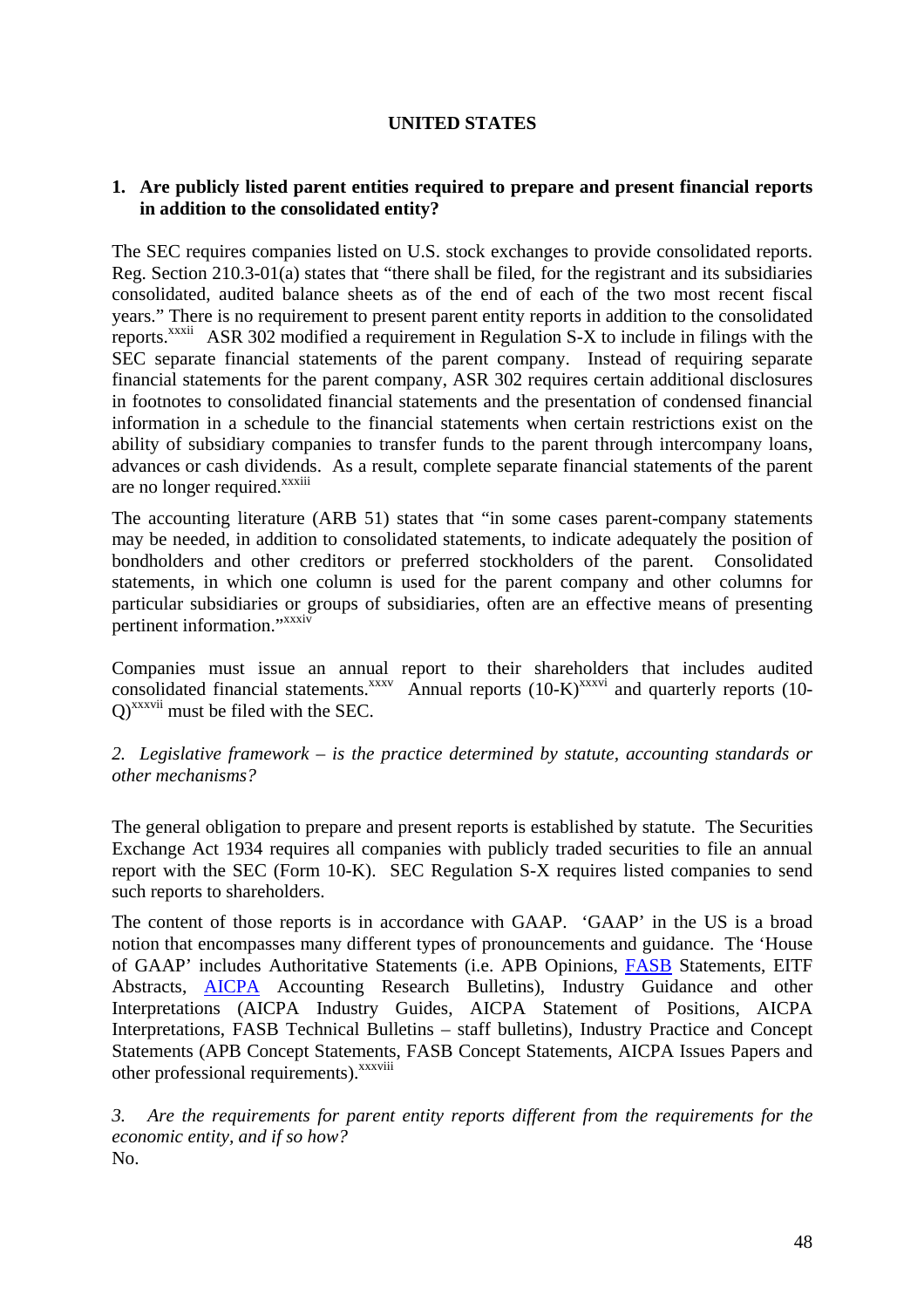**UNITED STATES**

**1. Are publicly listed parent entities required to prepare and present financial reports in addition to the consolidated entity?**

The SEC requires companies listed on U.S. stock exchanges to provide consolidated reports. Reg. Section 210.3-01(a) states that "there shall be filed, for the registrant and its subsidiaries consolidated, audited balance sheets as of the end of each of the two most recent fiscal years." There is no requirement to present parent entity reports in addition to the consolidated reports.[xxxii] ASR 302 modified a requirement in Regulation S-X to include in filings with the SEC separate financial statements of the parent company. Instead of requiring separate financial statements for the parent company, ASR 302 requires certain additional disclosures in footnotes to consolidated financial statements and the presentation of condensed financial information in a schedule to the financial statements when certain restrictions exist on the ability of subsidiary companies to transfer funds to the parent through intercompany loans, advances or cash dividends. As a result, complete separate financial statements of the parent are no longer required.[xxxiii]

The accounting literature (ARB 51) states that "in some cases parent-company statements may be needed, in addition to consolidated statements, to indicate adequately the position of bondholders and other creditors or preferred stockholders of the parent. Consolidated statements, in which one column is used for the parent company and other columns for particular subsidiaries or groups of subsidiaries, often are an effective means of presenting pertinent information."[xxxiv]

Companies must issue an annual report to their shareholders that includes audited consolidated financial statements.[xxxv] Annual reports (10-K)[xxxvi] and quarterly reports (10-Q)[xxxvii] must be filed with the SEC.

*2. Legislative framework – is the practice determined by statute, accounting standards or other mechanisms?*

The general obligation to prepare and present reports is established by statute. The Securities Exchange Act 1934 requires all companies with publicly traded securities to file an annual report with the SEC (Form 10-K). SEC Regulation S-X requires listed companies to send such reports to shareholders.

The content of those reports is in accordance with GAAP. 'GAAP' in the US is a broad notion that encompasses many different types of pronouncements and guidance. The 'House of GAAP' includes Authoritative Statements (i.e. APB Opinions, FASB Statements, EITF Abstracts, AICPA Accounting Research Bulletins), Industry Guidance and other Interpretations (AICPA Industry Guides, AICPA Statement of Positions, AICPA Interpretations, FASB Technical Bulletins – staff bulletins), Industry Practice and Concept Statements (APB Concept Statements, FASB Concept Statements, AICPA Issues Papers and other professional requirements).[xxxviii]

*3. Are the requirements for parent entity reports different from the requirements for the economic entity, and if so how?*

No.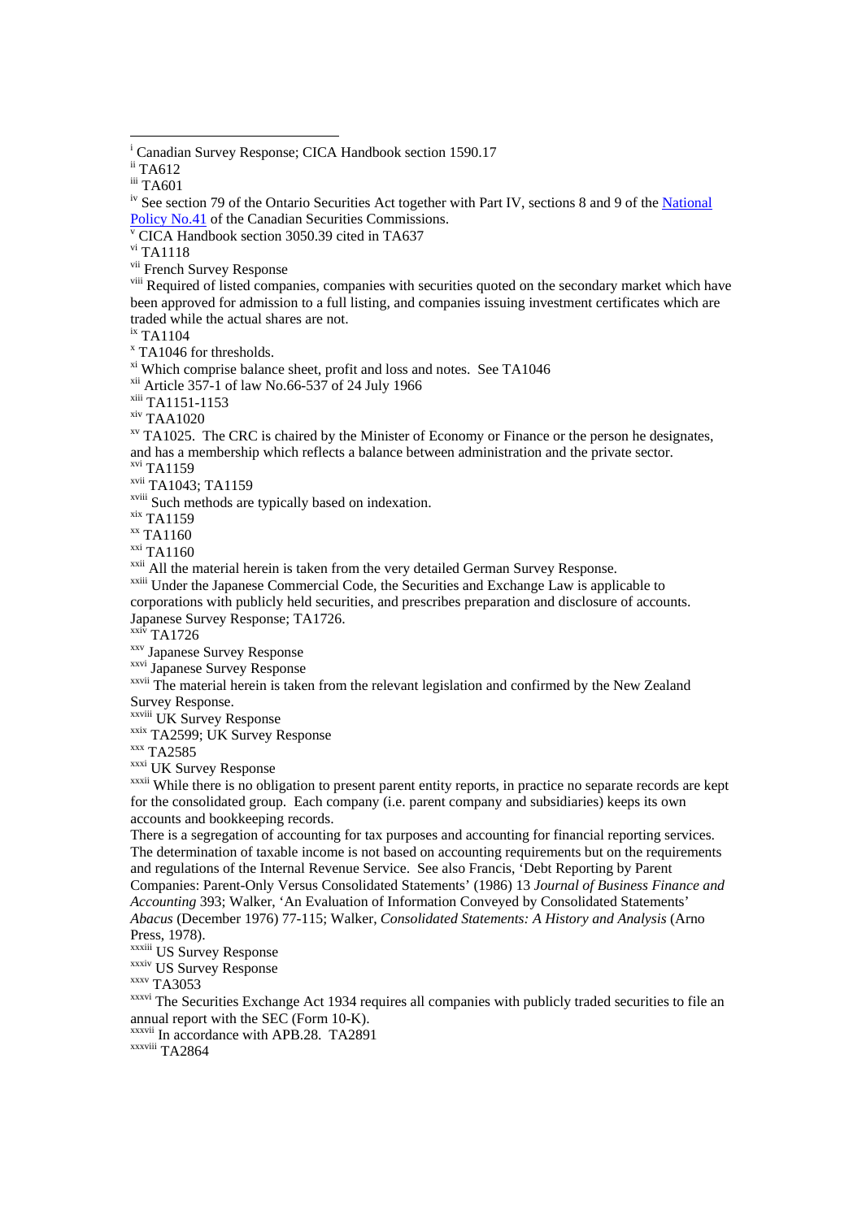[i] Canadian Survey Response; CICA Handbook section 1590.17

[ii] TA612

[iii] TA601

[iv] See section 79 of the Ontario Securities Act together with Part IV, sections 8 and 9 of the National Policy No.41 of the Canadian Securities Commissions.

[v] CICA Handbook section 3050.39 cited in TA637

[vi] TA1118

[vii] French Survey Response

[viii] Required of listed companies, companies with securities quoted on the secondary market which have been approved for admission to a full listing, and companies issuing investment certificates which are traded while the actual shares are not.

[ix] TA1104

[x] TA1046 for thresholds.

[xi] Which comprise balance sheet, profit and loss and notes. See TA1046

[xii] Article 357-1 of law No.66-537 of 24 July 1966

[xiii] TA1151-1153

[xiv] TAA1020

[xv] TA1025. The CRC is chaired by the Minister of Economy or Finance or the person he designates, and has a membership which reflects a balance between administration and the private sector.

[xvi] TA1159

[xvii] TA1043; TA1159

[xviii] Such methods are typically based on indexation.

[xix] TA1159

[xx] TA1160

[xxi] TA1160

[xxii] All the material herein is taken from the very detailed German Survey Response.

[xxiii] Under the Japanese Commercial Code, the Securities and Exchange Law is applicable to corporations with publicly held securities, and prescribes preparation and disclosure of accounts. Japanese Survey Response; TA1726.

[xxiv] TA1726

[xxv] Japanese Survey Response

[xxvi] Japanese Survey Response

[xxvii] The material herein is taken from the relevant legislation and confirmed by the New Zealand Survey Response.

[xxviii] UK Survey Response

[xxix] TA2599; UK Survey Response

[xxx] TA2585

[xxxi] UK Survey Response

[xxxii] While there is no obligation to present parent entity reports, in practice no separate records are kept for the consolidated group. Each company (i.e. parent company and subsidiaries) keeps its own accounts and bookkeeping records.
There is a segregation of accounting for tax purposes and accounting for financial reporting services. The determination of taxable income is not based on accounting requirements but on the requirements and regulations of the Internal Revenue Service. See also Francis, 'Debt Reporting by Parent Companies: Parent-Only Versus Consolidated Statements' (1986) 13 *Journal of Business Finance and Accounting* 393; Walker, 'An Evaluation of Information Conveyed by Consolidated Statements' *Abacus* (December 1976) 77-115; Walker, *Consolidated Statements: A History and Analysis* (Arno Press, 1978).

[xxxiii] US Survey Response

[xxxiv] US Survey Response

[xxxv] TA3053

[xxxvi] The Securities Exchange Act 1934 requires all companies with publicly traded securities to file an annual report with the SEC (Form 10-K).

[xxxvii] In accordance with APB.28. TA2891

[xxxviii] TA2864